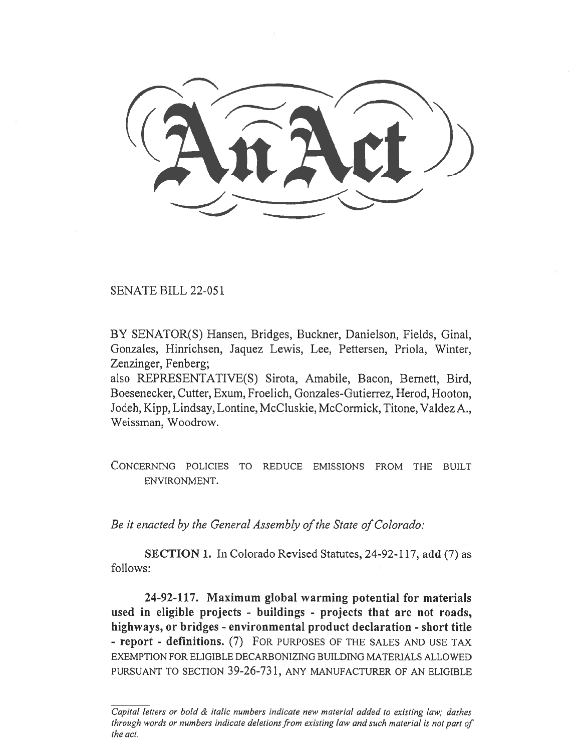# An Act

SENATE BILL 22-051

BY SENATOR(S) Hansen, Bridges, Buckner, Danielson, Fields, Ginal, Gonzales, Hinrichsen, Jaquez Lewis, Lee, Pettersen, Priola, Winter, Zenzinger, Fenberg;

also REPRESENTATIVE(S) Sirota, Amabile, Bacon, Bernett, Bird, Boesenecker, Cutter, Exum, Froelich, Gonzales-Gutierrez, Herod, Hooton, Jodeh, Kipp, Lindsay, Lontine, McCluskie, McCormick, Titone, Valdez A., Weissman, Woodrow.

CONCERNING POLICIES TO REDUCE EMISSIONS FROM THE BUILT ENVIRONMENT.

*Be it enacted by the General Assembly of the State of Colorado:*

**SECTION 1.** In Colorado Revised Statutes, 24-92-117, **add** (7) as follows:

**24-92-117. Maximum global warming potential for materials used in eligible projects - buildings - projects that are not roads, highways, or bridges - environmental product declaration - short title - report - definitions.** (7) FOR PURPOSES OF THE SALES AND USE TAX EXEMPTION FOR ELIGIBLE DECARBONIZING BUILDING MATERIALS ALLOWED PURSUANT TO SECTION 39-26-731, ANY MANUFACTURER OF AN ELIGIBLE

*Capital letters or bold & italic numbers indicate new material added to existing law; dashes through words or numbers indicate deletions from existing law and such material is not part of the act.*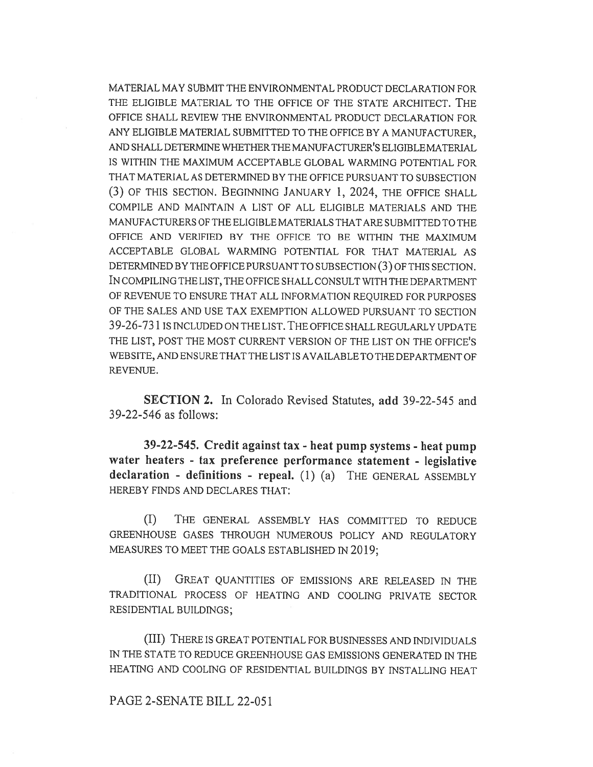MATERIAL MAY SUBMIT THE ENVIRONMENTAL PRODUCT DECLARATION FOR THE ELIGIBLE MATERIAL TO THE OFFICE OF THE STATE ARCHITECT. THE OFFICE SHALL REVIEW THE ENVIRONMENTAL PRODUCT DECLARATION FOR ANY ELIGIBLE MATERIAL SUBMITTED TO THE OFFICE BY A MANUFACTURER, AND SHALL DETERMINE WHETHER THE MANUFACTURER'S ELIGIBLE MATERIAL IS WITHIN THE MAXIMUM ACCEPTABLE GLOBAL WARMING POTENTIAL FOR THAT MATERIAL AS DETERMINED BY THE OFFICE PURSUANT TO SUBSECTION (3) OF THIS SECTION. BEGINNING JANUARY 1, 2024, THE OFFICE SHALL COMPILE AND MAINTAIN A LIST OF ALL ELIGIBLE MATERIALS AND THE MANUFACTURERS OF THE ELIGIBLE MATERIALS THAT ARE SUBMITTED TO THE OFFICE AND VERIFIED BY THE OFFICE TO BE WITHIN THE MAXIMUM ACCEPTABLE GLOBAL WARMING POTENTIAL FOR THAT MATERIAL AS DETERMINED BY THE OFFICE PURSUANT TO SUBSECTION (3) OF THIS SECTION. IN COMPILING THE LIST, THE OFFICE SHALL CONSULT WITH THE DEPARTMENT OF REVENUE TO ENSURE THAT ALL INFORMATION REQUIRED FOR PURPOSES OF THE SALES AND USE TAX EXEMPTION ALLOWED PURSUANT TO SECTION 39-26-731 IS INCLUDED ON THE LIST. THE OFFICE SHALL REGULARLY UPDATE THE LIST, POST THE MOST CURRENT VERSION OF THE LIST ON THE OFFICE'S WEBSITE, AND ENSURE THAT THE LIST IS AVAILABLE TO THE DEPARTMENT OF REVENUE.

**SECTION 2.** In Colorado Revised Statutes, **add** 39-22-545 and 39-22-546 as follows:

**39-22-545. Credit against tax - heat pump systems - heat pump water heaters - tax preference performance statement - legislative declaration - definitions - repeal.** (1) (a) THE GENERAL ASSEMBLY HEREBY FINDS AND DECLARES THAT:

(I) THE GENERAL ASSEMBLY HAS COMMITTED TO REDUCE GREENHOUSE GASES THROUGH NUMEROUS POLICY AND REGULATORY MEASURES TO MEET THE GOALS ESTABLISHED IN 2019;

(II) GREAT QUANTITIES OF EMISSIONS ARE RELEASED IN THE TRADITIONAL PROCESS OF HEATING AND COOLING PRIVATE SECTOR RESIDENTIAL BUILDINGS;

(III) THERE IS GREAT POTENTIAL FOR BUSINESSES AND INDIVIDUALS IN THE STATE TO REDUCE GREENHOUSE GAS EMISSIONS GENERATED IN THE HEATING AND COOLING OF RESIDENTIAL BUILDINGS BY INSTALLING HEAT

PAGE 2-SENATE BILL 22-051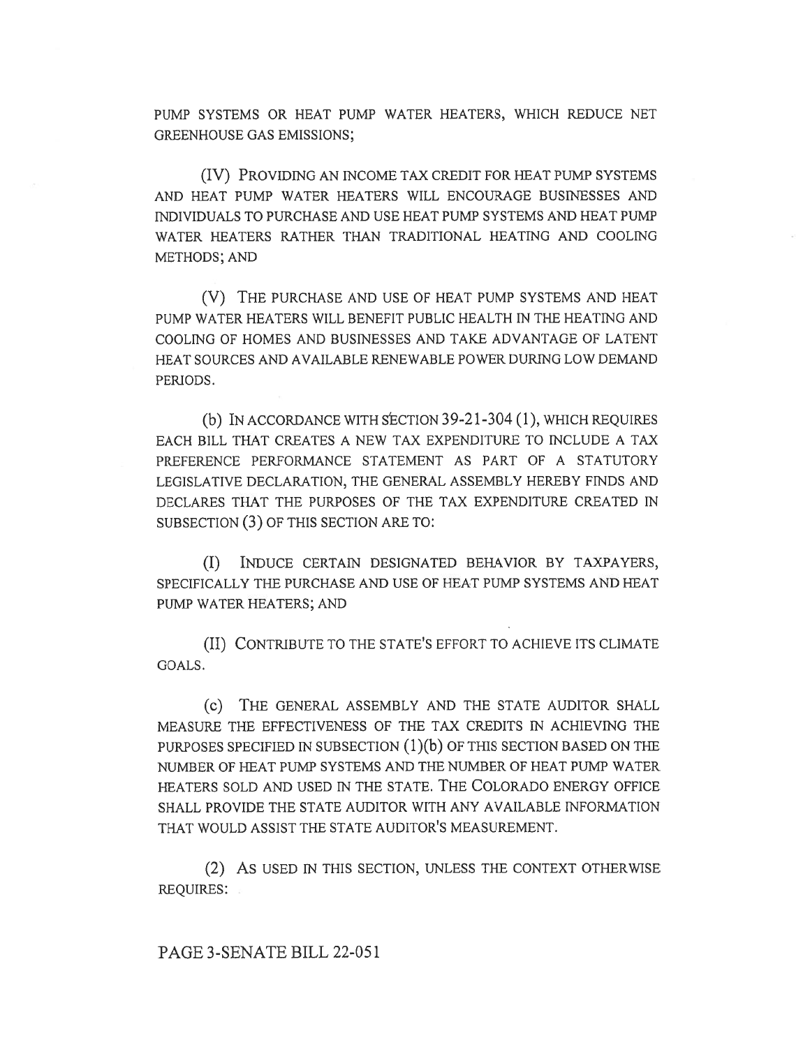PUMP SYSTEMS OR HEAT PUMP WATER HEATERS, WHICH REDUCE NET GREENHOUSE GAS EMISSIONS;

(IV) PROVIDING AN INCOME TAX CREDIT FOR HEAT PUMP SYSTEMS AND HEAT PUMP WATER HEATERS WILL ENCOURAGE BUSINESSES AND INDIVIDUALS TO PURCHASE AND USE HEAT PUMP SYSTEMS AND HEAT PUMP WATER HEATERS RATHER THAN TRADITIONAL HEATING AND COOLING METHODS; AND

(V) THE PURCHASE AND USE OF HEAT PUMP SYSTEMS AND HEAT PUMP WATER HEATERS WILL BENEFIT PUBLIC HEALTH IN THE HEATING AND COOLING OF HOMES AND BUSINESSES AND TAKE ADVANTAGE OF LATENT HEAT SOURCES AND AVAILABLE RENEWABLE POWER DURING LOW DEMAND PERIODS.

(b) IN ACCORDANCE WITH SECTION 39-21-304 (1), WHICH REQUIRES EACH BILL THAT CREATES A NEW TAX EXPENDITURE TO INCLUDE A TAX PREFERENCE PERFORMANCE STATEMENT AS PART OF A STATUTORY LEGISLATIVE DECLARATION, THE GENERAL ASSEMBLY HEREBY FINDS AND DECLARES THAT THE PURPOSES OF THE TAX EXPENDITURE CREATED IN SUBSECTION (3) OF THIS SECTION ARE TO:

(I) INDUCE CERTAIN DESIGNATED BEHAVIOR BY TAXPAYERS, SPECIFICALLY THE PURCHASE AND USE OF HEAT PUMP SYSTEMS AND HEAT PUMP WATER HEATERS; AND

(II) CONTRIBUTE TO THE STATE'S EFFORT TO ACHIEVE ITS CLIMATE GOALS.

(c) THE GENERAL ASSEMBLY AND THE STATE AUDITOR SHALL MEASURE THE EFFECTIVENESS OF THE TAX CREDITS IN ACHIEVING THE PURPOSES SPECIFIED IN SUBSECTION (1)(b) OF THIS SECTION BASED ON THE NUMBER OF HEAT PUMP SYSTEMS AND THE NUMBER OF HEAT PUMP WATER HEATERS SOLD AND USED IN THE STATE. THE COLORADO ENERGY OFFICE SHALL PROVIDE THE STATE AUDITOR WITH ANY AVAILABLE INFORMATION THAT WOULD ASSIST THE STATE AUDITOR'S MEASUREMENT.

(2) AS USED IN THIS SECTION, UNLESS THE CONTEXT OTHERWISE REQUIRES:

PAGE 3-SENATE BILL 22-051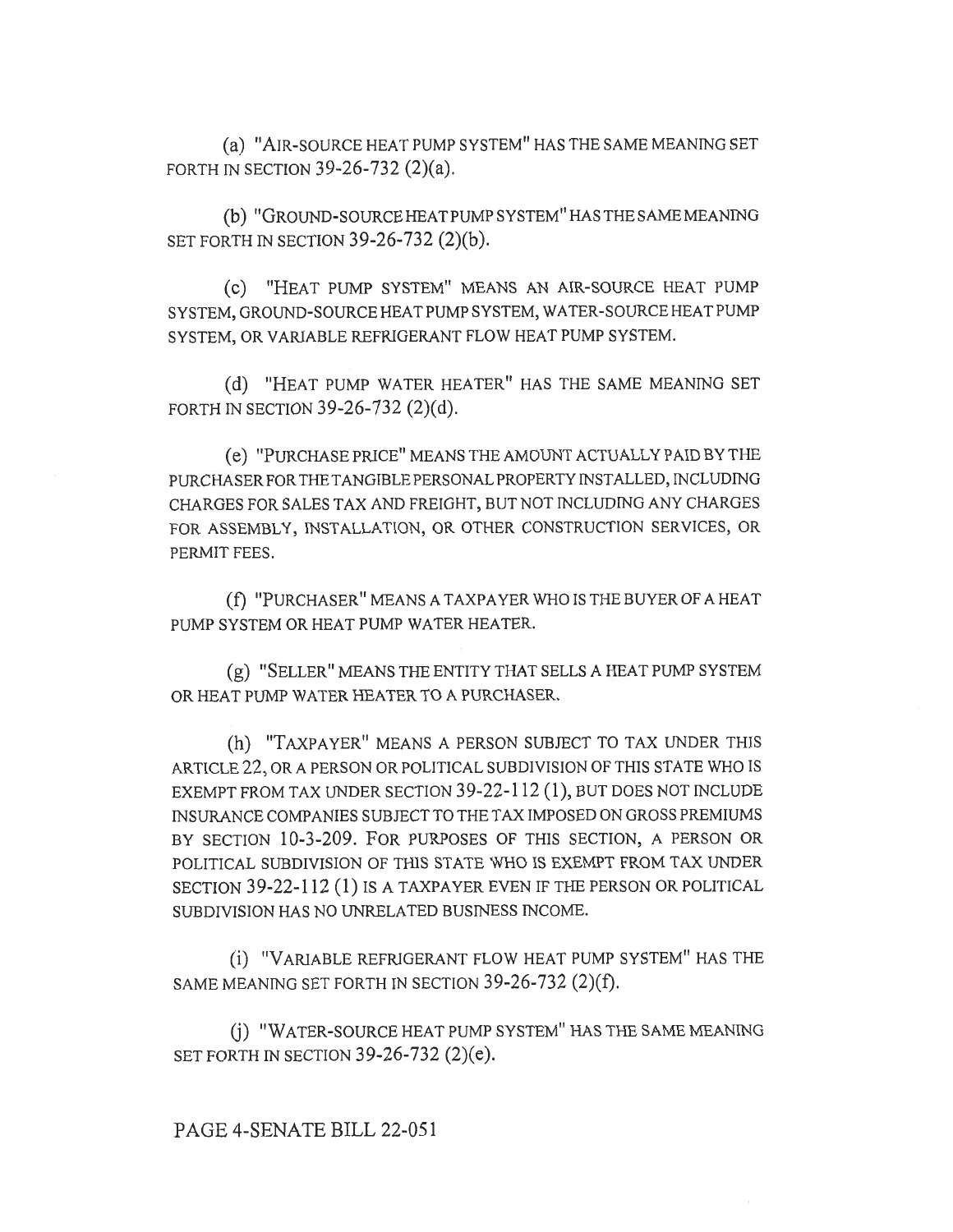(a) "AIR-SOURCE HEAT PUMP SYSTEM" HAS THE SAME MEANING SET FORTH IN SECTION 39-26-732 (2)(a).

(b) "GROUND-SOURCE HEAT PUMP SYSTEM" HAS THE SAME MEANING SET FORTH IN SECTION 39-26-732 (2)(b).

(c) "HEAT PUMP SYSTEM" MEANS AN AIR-SOURCE HEAT PUMP SYSTEM, GROUND-SOURCE HEAT PUMP SYSTEM, WATER-SOURCE HEAT PUMP SYSTEM, OR VARIABLE REFRIGERANT FLOW HEAT PUMP SYSTEM.

(d) "HEAT PUMP WATER HEATER" HAS THE SAME MEANING SET FORTH IN SECTION 39-26-732 (2)(d).

(e) "PURCHASE PRICE" MEANS THE AMOUNT ACTUALLY PAID BY THE PURCHASER FOR THE TANGIBLE PERSONAL PROPERTY INSTALLED, INCLUDING CHARGES FOR SALES TAX AND FREIGHT, BUT NOT INCLUDING ANY CHARGES FOR ASSEMBLY, INSTALLATION, OR OTHER CONSTRUCTION SERVICES, OR PERMIT FEES.

(f) "PURCHASER" MEANS A TAXPAYER WHO IS THE BUYER OF A HEAT PUMP SYSTEM OR HEAT PUMP WATER HEATER.

(g) "SELLER" MEANS THE ENTITY THAT SELLS A HEAT PUMP SYSTEM OR HEAT PUMP WATER HEATER TO A PURCHASER.

(h) "TAXPAYER" MEANS A PERSON SUBJECT TO TAX UNDER THIS ARTICLE 22, OR A PERSON OR POLITICAL SUBDIVISION OF THIS STATE WHO IS EXEMPT FROM TAX UNDER SECTION 39-22-112 (1), BUT DOES NOT INCLUDE INSURANCE COMPANIES SUBJECT TO THE TAX IMPOSED ON GROSS PREMIUMS BY SECTION 10-3-209. FOR PURPOSES OF THIS SECTION, A PERSON OR POLITICAL SUBDIVISION OF THIS STATE WHO IS EXEMPT FROM TAX UNDER SECTION 39-22-112 (1) IS A TAXPAYER EVEN IF THE PERSON OR POLITICAL SUBDIVISION HAS NO UNRELATED BUSINESS INCOME.

(i) "VARIABLE REFRIGERANT FLOW HEAT PUMP SYSTEM" HAS THE SAME MEANING SET FORTH IN SECTION 39-26-732 (2)(f).

(j) "WATER-SOURCE HEAT PUMP SYSTEM" HAS THE SAME MEANING SET FORTH IN SECTION 39-26-732 (2)(e).

PAGE 4-SENATE BILL 22-051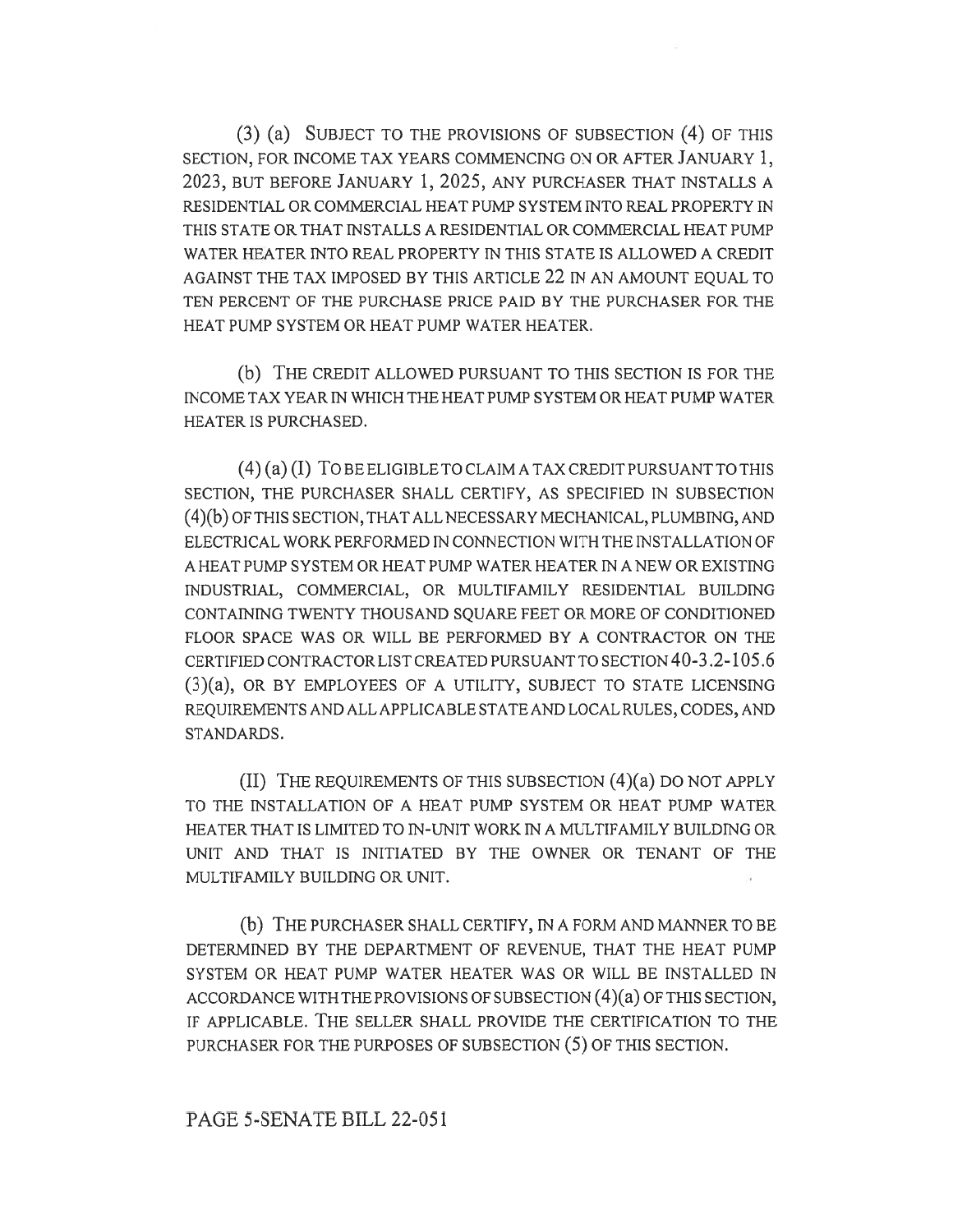(3) (a) SUBJECT TO THE PROVISIONS OF SUBSECTION (4) OF THIS SECTION, FOR INCOME TAX YEARS COMMENCING ON OR AFTER JANUARY 1, 2023, BUT BEFORE JANUARY 1, 2025, ANY PURCHASER THAT INSTALLS A RESIDENTIAL OR COMMERCIAL HEAT PUMP SYSTEM INTO REAL PROPERTY IN THIS STATE OR THAT INSTALLS A RESIDENTIAL OR COMMERCIAL HEAT PUMP WATER HEATER INTO REAL PROPERTY IN THIS STATE IS ALLOWED A CREDIT AGAINST THE TAX IMPOSED BY THIS ARTICLE 22 IN AN AMOUNT EQUAL TO TEN PERCENT OF THE PURCHASE PRICE PAID BY THE PURCHASER FOR THE HEAT PUMP SYSTEM OR HEAT PUMP WATER HEATER.

(b) THE CREDIT ALLOWED PURSUANT TO THIS SECTION IS FOR THE INCOME TAX YEAR IN WHICH THE HEAT PUMP SYSTEM OR HEAT PUMP WATER HEATER IS PURCHASED.

(4) (a) (I) TO BE ELIGIBLE TO CLAIM A TAX CREDIT PURSUANT TO THIS SECTION, THE PURCHASER SHALL CERTIFY, AS SPECIFIED IN SUBSECTION (4)(b) OF THIS SECTION, THAT ALL NECESSARY MECHANICAL, PLUMBING, AND ELECTRICAL WORK PERFORMED IN CONNECTION WITH THE INSTALLATION OF A HEAT PUMP SYSTEM OR HEAT PUMP WATER HEATER IN A NEW OR EXISTING INDUSTRIAL, COMMERCIAL, OR MULTIFAMILY RESIDENTIAL BUILDING CONTAINING TWENTY THOUSAND SQUARE FEET OR MORE OF CONDITIONED FLOOR SPACE WAS OR WILL BE PERFORMED BY A CONTRACTOR ON THE CERTIFIED CONTRACTOR LIST CREATED PURSUANT TO SECTION 40-3.2-105.6 (3)(a), OR BY EMPLOYEES OF A UTILITY, SUBJECT TO STATE LICENSING REQUIREMENTS AND ALL APPLICABLE STATE AND LOCAL RULES, CODES, AND STANDARDS.

(II) THE REQUIREMENTS OF THIS SUBSECTION (4)(a) DO NOT APPLY TO THE INSTALLATION OF A HEAT PUMP SYSTEM OR HEAT PUMP WATER HEATER THAT IS LIMITED TO IN-UNIT WORK IN A MULTIFAMILY BUILDING OR UNIT AND THAT IS INITIATED BY THE OWNER OR TENANT OF THE MULTIFAMILY BUILDING OR UNIT.

(b) THE PURCHASER SHALL CERTIFY, IN A FORM AND MANNER TO BE DETERMINED BY THE DEPARTMENT OF REVENUE, THAT THE HEAT PUMP SYSTEM OR HEAT PUMP WATER HEATER WAS OR WILL BE INSTALLED IN ACCORDANCE WITH THE PROVISIONS OF SUBSECTION (4)(a) OF THIS SECTION, IF APPLICABLE. THE SELLER SHALL PROVIDE THE CERTIFICATION TO THE PURCHASER FOR THE PURPOSES OF SUBSECTION (5) OF THIS SECTION.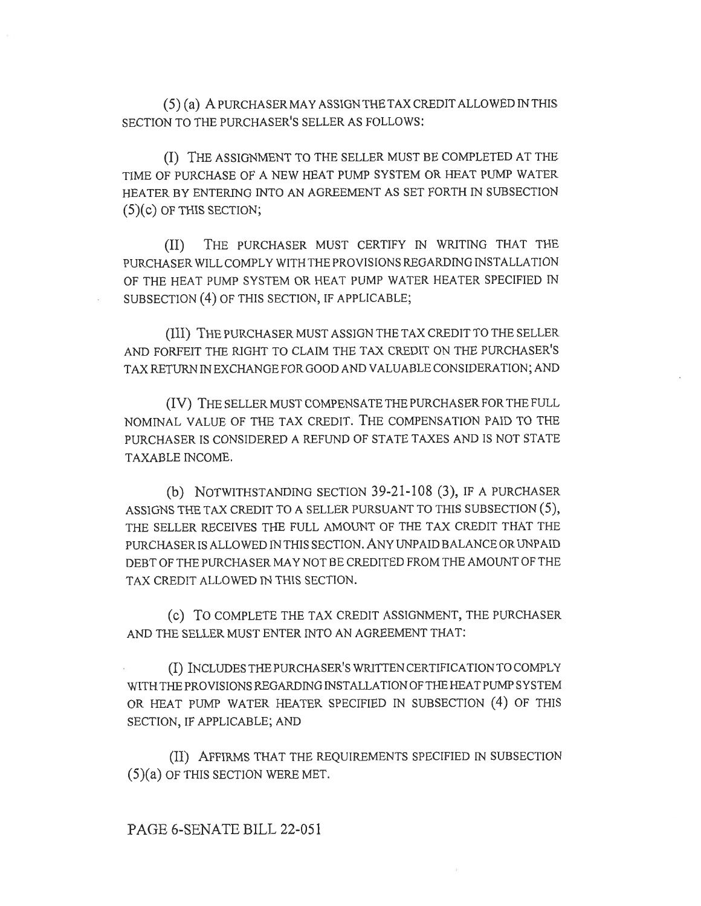(5) (a) A PURCHASER MAY ASSIGN THE TAX CREDIT ALLOWED IN THIS SECTION TO THE PURCHASER'S SELLER AS FOLLOWS:

(I) THE ASSIGNMENT TO THE SELLER MUST BE COMPLETED AT THE TIME OF PURCHASE OF A NEW HEAT PUMP SYSTEM OR HEAT PUMP WATER HEATER BY ENTERING INTO AN AGREEMENT AS SET FORTH IN SUBSECTION (5)(c) OF THIS SECTION;

(II) THE PURCHASER MUST CERTIFY IN WRITING THAT THE PURCHASER WILL COMPLY WITH THE PROVISIONS REGARDING INSTALLATION OF THE HEAT PUMP SYSTEM OR HEAT PUMP WATER HEATER SPECIFIED IN SUBSECTION (4) OF THIS SECTION, IF APPLICABLE;

(III) THE PURCHASER MUST ASSIGN THE TAX CREDIT TO THE SELLER AND FORFEIT THE RIGHT TO CLAIM THE TAX CREDIT ON THE PURCHASER'S TAX RETURN IN EXCHANGE FOR GOOD AND VALUABLE CONSIDERATION; AND

(IV) THE SELLER MUST COMPENSATE THE PURCHASER FOR THE FULL NOMINAL VALUE OF THE TAX CREDIT. THE COMPENSATION PAID TO THE PURCHASER IS CONSIDERED A REFUND OF STATE TAXES AND IS NOT STATE TAXABLE INCOME.

(b) NOTWITHSTANDING SECTION 39-21-108 (3), IF A PURCHASER ASSIGNS THE TAX CREDIT TO A SELLER PURSUANT TO THIS SUBSECTION (5), THE SELLER RECEIVES THE FULL AMOUNT OF THE TAX CREDIT THAT THE PURCHASER IS ALLOWED IN THIS SECTION. ANY UNPAID BALANCE OR UNPAID DEBT OF THE PURCHASER MAY NOT BE CREDITED FROM THE AMOUNT OF THE TAX CREDIT ALLOWED IN THIS SECTION.

(c) TO COMPLETE THE TAX CREDIT ASSIGNMENT, THE PURCHASER AND THE SELLER MUST ENTER INTO AN AGREEMENT THAT:

(I) INCLUDES THE PURCHASER'S WRITTEN CERTIFICATION TO COMPLY WITH THE PROVISIONS REGARDING INSTALLATION OF THE HEAT PUMP SYSTEM OR HEAT PUMP WATER HEATER SPECIFIED IN SUBSECTION (4) OF THIS SECTION, IF APPLICABLE; AND

(II) AFFIRMS THAT THE REQUIREMENTS SPECIFIED IN SUBSECTION (5)(a) OF THIS SECTION WERE MET.

PAGE 6-SENATE BILL 22-051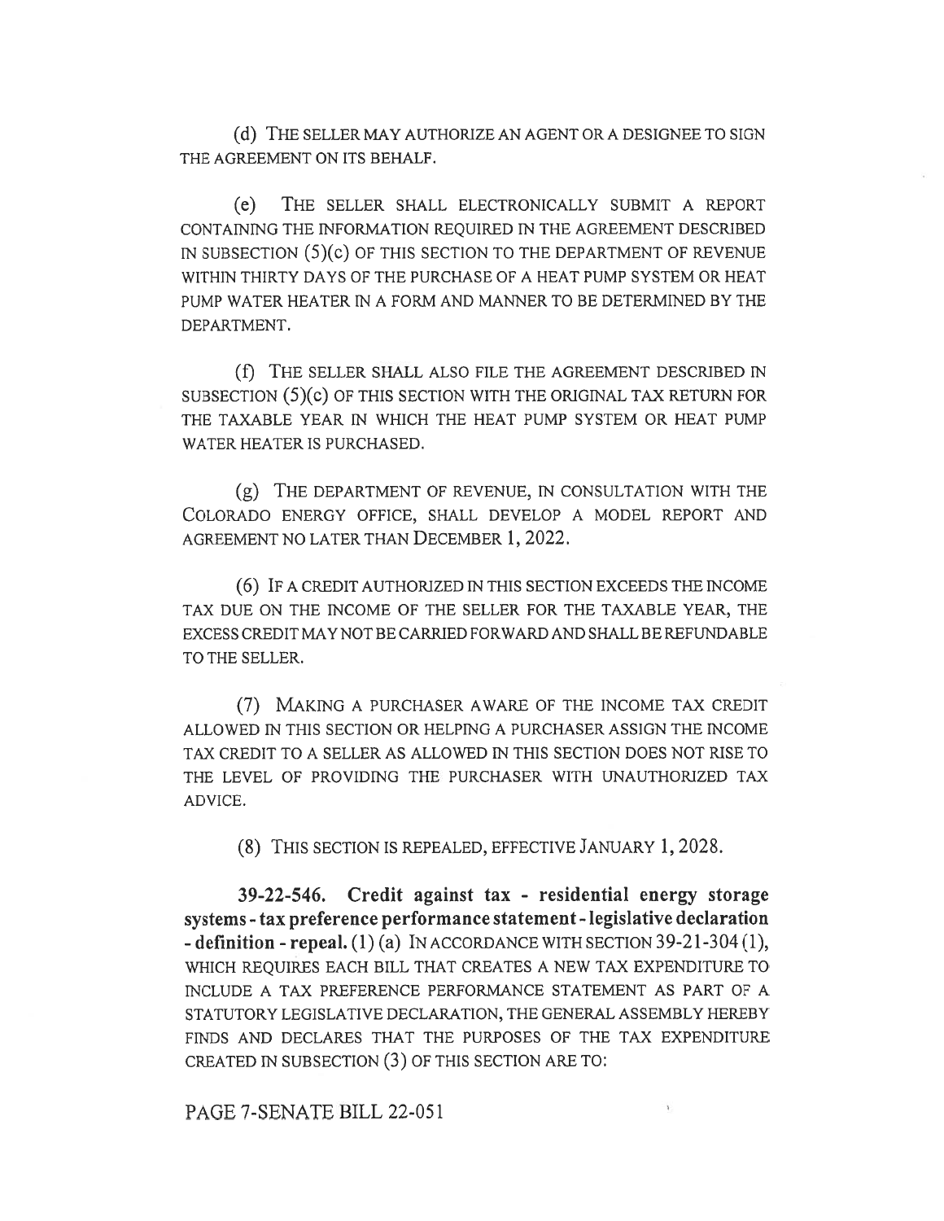(d) THE SELLER MAY AUTHORIZE AN AGENT OR A DESIGNEE TO SIGN THE AGREEMENT ON ITS BEHALF.

(e) THE SELLER SHALL ELECTRONICALLY SUBMIT A REPORT CONTAINING THE INFORMATION REQUIRED IN THE AGREEMENT DESCRIBED IN SUBSECTION (5)(c) OF THIS SECTION TO THE DEPARTMENT OF REVENUE WITHIN THIRTY DAYS OF THE PURCHASE OF A HEAT PUMP SYSTEM OR HEAT PUMP WATER HEATER IN A FORM AND MANNER TO BE DETERMINED BY THE DEPARTMENT.

(f) THE SELLER SHALL ALSO FILE THE AGREEMENT DESCRIBED IN SUBSECTION (5)(c) OF THIS SECTION WITH THE ORIGINAL TAX RETURN FOR THE TAXABLE YEAR IN WHICH THE HEAT PUMP SYSTEM OR HEAT PUMP WATER HEATER IS PURCHASED.

(g) THE DEPARTMENT OF REVENUE, IN CONSULTATION WITH THE COLORADO ENERGY OFFICE, SHALL DEVELOP A MODEL REPORT AND AGREEMENT NO LATER THAN DECEMBER 1, 2022.

(6) IF A CREDIT AUTHORIZED IN THIS SECTION EXCEEDS THE INCOME TAX DUE ON THE INCOME OF THE SELLER FOR THE TAXABLE YEAR, THE EXCESS CREDIT MAY NOT BE CARRIED FORWARD AND SHALL BE REFUNDABLE TO THE SELLER.

(7) MAKING A PURCHASER AWARE OF THE INCOME TAX CREDIT ALLOWED IN THIS SECTION OR HELPING A PURCHASER ASSIGN THE INCOME TAX CREDIT TO A SELLER AS ALLOWED IN THIS SECTION DOES NOT RISE TO THE LEVEL OF PROVIDING THE PURCHASER WITH UNAUTHORIZED TAX ADVICE.

(8) THIS SECTION IS REPEALED, EFFECTIVE JANUARY 1, 2028.

**39-22-546. Credit against tax - residential energy storage systems - tax preference performance statement - legislative declaration - definition - repeal.** (1) (a) IN ACCORDANCE WITH SECTION 39-21-304 (1), WHICH REQUIRES EACH BILL THAT CREATES A NEW TAX EXPENDITURE TO INCLUDE A TAX PREFERENCE PERFORMANCE STATEMENT AS PART OF A STATUTORY LEGISLATIVE DECLARATION, THE GENERAL ASSEMBLY HEREBY FINDS AND DECLARES THAT THE PURPOSES OF THE TAX EXPENDITURE CREATED IN SUBSECTION (3) OF THIS SECTION ARE TO: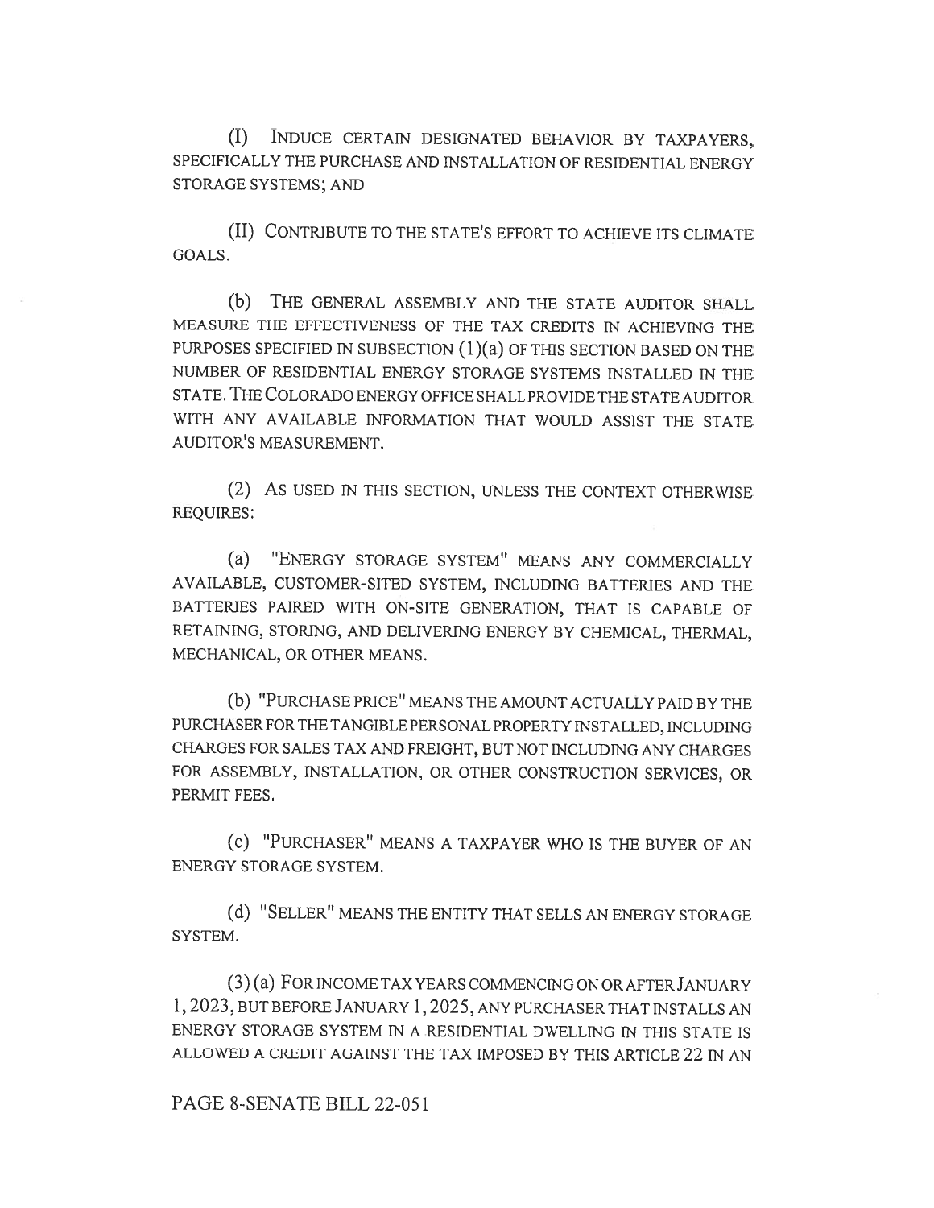(I) INDUCE CERTAIN DESIGNATED BEHAVIOR BY TAXPAYERS, SPECIFICALLY THE PURCHASE AND INSTALLATION OF RESIDENTIAL ENERGY STORAGE SYSTEMS; AND

(II) CONTRIBUTE TO THE STATE'S EFFORT TO ACHIEVE ITS CLIMATE GOALS.

(b) THE GENERAL ASSEMBLY AND THE STATE AUDITOR SHALL MEASURE THE EFFECTIVENESS OF THE TAX CREDITS IN ACHIEVING THE PURPOSES SPECIFIED IN SUBSECTION (1)(a) OF THIS SECTION BASED ON THE NUMBER OF RESIDENTIAL ENERGY STORAGE SYSTEMS INSTALLED IN THE STATE. THE COLORADO ENERGY OFFICE SHALL PROVIDE THE STATE AUDITOR WITH ANY AVAILABLE INFORMATION THAT WOULD ASSIST THE STATE AUDITOR'S MEASUREMENT.

(2) AS USED IN THIS SECTION, UNLESS THE CONTEXT OTHERWISE REQUIRES:

(a) "ENERGY STORAGE SYSTEM" MEANS ANY COMMERCIALLY AVAILABLE, CUSTOMER-SITED SYSTEM, INCLUDING BATTERIES AND THE BATTERIES PAIRED WITH ON-SITE GENERATION, THAT IS CAPABLE OF RETAINING, STORING, AND DELIVERING ENERGY BY CHEMICAL, THERMAL, MECHANICAL, OR OTHER MEANS.

(b) "PURCHASE PRICE" MEANS THE AMOUNT ACTUALLY PAID BY THE PURCHASER FOR THE TANGIBLE PERSONAL PROPERTY INSTALLED, INCLUDING CHARGES FOR SALES TAX AND FREIGHT, BUT NOT INCLUDING ANY CHARGES FOR ASSEMBLY, INSTALLATION, OR OTHER CONSTRUCTION SERVICES, OR PERMIT FEES.

(c) "PURCHASER" MEANS A TAXPAYER WHO IS THE BUYER OF AN ENERGY STORAGE SYSTEM.

(d) "SELLER" MEANS THE ENTITY THAT SELLS AN ENERGY STORAGE SYSTEM.

(3) (a) FOR INCOME TAX YEARS COMMENCING ON OR AFTER JANUARY 1, 2023, BUT BEFORE JANUARY 1, 2025, ANY PURCHASER THAT INSTALLS AN ENERGY STORAGE SYSTEM IN A RESIDENTIAL DWELLING IN THIS STATE IS ALLOWED A CREDIT AGAINST THE TAX IMPOSED BY THIS ARTICLE 22 IN AN

PAGE 8-SENATE BILL 22-051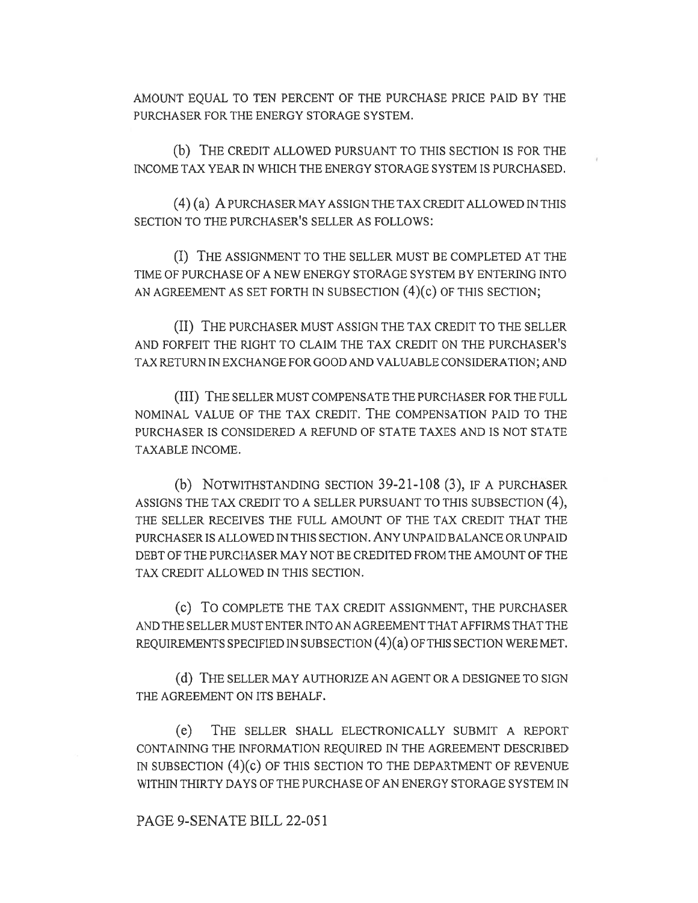AMOUNT EQUAL TO TEN PERCENT OF THE PURCHASE PRICE PAID BY THE PURCHASER FOR THE ENERGY STORAGE SYSTEM.

(b) THE CREDIT ALLOWED PURSUANT TO THIS SECTION IS FOR THE INCOME TAX YEAR IN WHICH THE ENERGY STORAGE SYSTEM IS PURCHASED.

(4) (a) A PURCHASER MAY ASSIGN THE TAX CREDIT ALLOWED IN THIS SECTION TO THE PURCHASER'S SELLER AS FOLLOWS:

(I) THE ASSIGNMENT TO THE SELLER MUST BE COMPLETED AT THE TIME OF PURCHASE OF A NEW ENERGY STORAGE SYSTEM BY ENTERING INTO AN AGREEMENT AS SET FORTH IN SUBSECTION (4)(c) OF THIS SECTION;

(II) THE PURCHASER MUST ASSIGN THE TAX CREDIT TO THE SELLER AND FORFEIT THE RIGHT TO CLAIM THE TAX CREDIT ON THE PURCHASER'S TAX RETURN IN EXCHANGE FOR GOOD AND VALUABLE CONSIDERATION; AND

(III) THE SELLER MUST COMPENSATE THE PURCHASER FOR THE FULL NOMINAL VALUE OF THE TAX CREDIT. THE COMPENSATION PAID TO THE PURCHASER IS CONSIDERED A REFUND OF STATE TAXES AND IS NOT STATE TAXABLE INCOME.

(b) NOTWITHSTANDING SECTION 39-21-108 (3), IF A PURCHASER ASSIGNS THE TAX CREDIT TO A SELLER PURSUANT TO THIS SUBSECTION (4), THE SELLER RECEIVES THE FULL AMOUNT OF THE TAX CREDIT THAT THE PURCHASER IS ALLOWED IN THIS SECTION. ANY UNPAID BALANCE OR UNPAID DEBT OF THE PURCHASER MAY NOT BE CREDITED FROM THE AMOUNT OF THE TAX CREDIT ALLOWED IN THIS SECTION.

(c) TO COMPLETE THE TAX CREDIT ASSIGNMENT, THE PURCHASER AND THE SELLER MUST ENTER INTO AN AGREEMENT THAT AFFIRMS THAT THE REQUIREMENTS SPECIFIED IN SUBSECTION (4)(a) OF THIS SECTION WERE MET.

(d) THE SELLER MAY AUTHORIZE AN AGENT OR A DESIGNEE TO SIGN THE AGREEMENT ON ITS BEHALF.

(e) THE SELLER SHALL ELECTRONICALLY SUBMIT A REPORT CONTAINING THE INFORMATION REQUIRED IN THE AGREEMENT DESCRIBED IN SUBSECTION (4)(c) OF THIS SECTION TO THE DEPARTMENT OF REVENUE WITHIN THIRTY DAYS OF THE PURCHASE OF AN ENERGY STORAGE SYSTEM IN

PAGE 9-SENATE BILL 22-051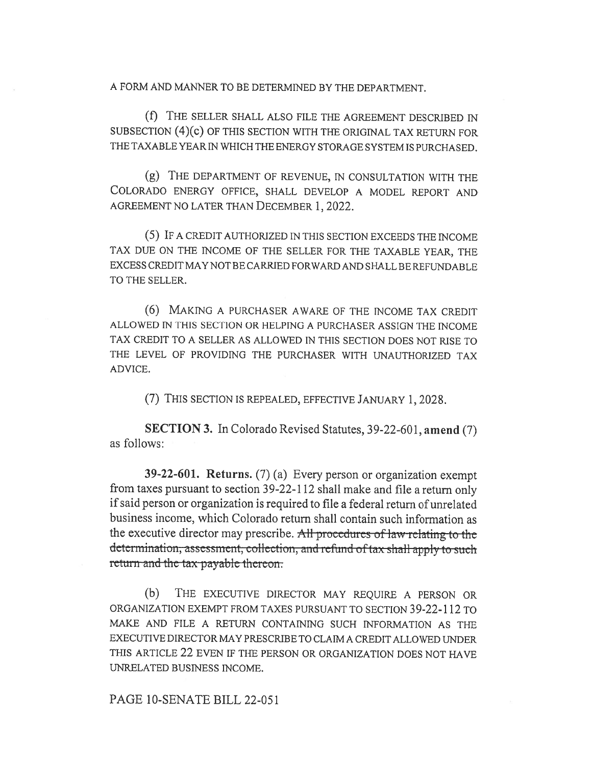A FORM AND MANNER TO BE DETERMINED BY THE DEPARTMENT.

(f) THE SELLER SHALL ALSO FILE THE AGREEMENT DESCRIBED IN SUBSECTION (4)(c) OF THIS SECTION WITH THE ORIGINAL TAX RETURN FOR THE TAXABLE YEAR IN WHICH THE ENERGY STORAGE SYSTEM IS PURCHASED.

(g) THE DEPARTMENT OF REVENUE, IN CONSULTATION WITH THE COLORADO ENERGY OFFICE, SHALL DEVELOP A MODEL REPORT AND AGREEMENT NO LATER THAN DECEMBER 1, 2022.

(5) IF A CREDIT AUTHORIZED IN THIS SECTION EXCEEDS THE INCOME TAX DUE ON THE INCOME OF THE SELLER FOR THE TAXABLE YEAR, THE EXCESS CREDIT MAY NOT BE CARRIED FORWARD AND SHALL BE REFUNDABLE TO THE SELLER.

(6) MAKING A PURCHASER AWARE OF THE INCOME TAX CREDIT ALLOWED IN THIS SECTION OR HELPING A PURCHASER ASSIGN THE INCOME TAX CREDIT TO A SELLER AS ALLOWED IN THIS SECTION DOES NOT RISE TO THE LEVEL OF PROVIDING THE PURCHASER WITH UNAUTHORIZED TAX ADVICE.

(7) THIS SECTION IS REPEALED, EFFECTIVE JANUARY 1, 2028.

**SECTION 3.** In Colorado Revised Statutes, 39-22-601, **amend** (7) as follows:

**39-22-601. Returns.** (7) (a) Every person or organization exempt from taxes pursuant to section 39-22-112 shall make and file a return only if said person or organization is required to file a federal return of unrelated business income, which Colorado return shall contain such information as the executive director may prescribe. ~~All procedures of law relating to the determination, assessment, collection, and refund of tax shall apply to such return and the tax payable thereon.~~

(b) THE EXECUTIVE DIRECTOR MAY REQUIRE A PERSON OR ORGANIZATION EXEMPT FROM TAXES PURSUANT TO SECTION 39-22-112 TO MAKE AND FILE A RETURN CONTAINING SUCH INFORMATION AS THE EXECUTIVE DIRECTOR MAY PRESCRIBE TO CLAIM A CREDIT ALLOWED UNDER THIS ARTICLE 22 EVEN IF THE PERSON OR ORGANIZATION DOES NOT HAVE UNRELATED BUSINESS INCOME.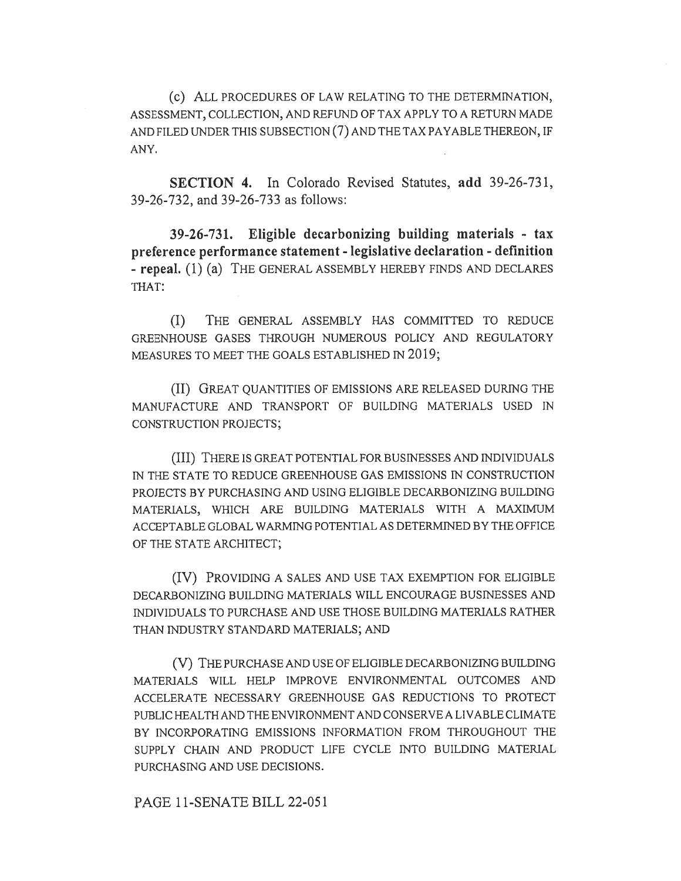(c) ALL PROCEDURES OF LAW RELATING TO THE DETERMINATION, ASSESSMENT, COLLECTION, AND REFUND OF TAX APPLY TO A RETURN MADE AND FILED UNDER THIS SUBSECTION (7) AND THE TAX PAYABLE THEREON, IF ANY.

**SECTION 4.** In Colorado Revised Statutes, **add** 39-26-731, 39-26-732, and 39-26-733 as follows:

**39-26-731. Eligible decarbonizing building materials - tax preference performance statement - legislative declaration - definition - repeal.** (1) (a) THE GENERAL ASSEMBLY HEREBY FINDS AND DECLARES THAT:

(I) THE GENERAL ASSEMBLY HAS COMMITTED TO REDUCE GREENHOUSE GASES THROUGH NUMEROUS POLICY AND REGULATORY MEASURES TO MEET THE GOALS ESTABLISHED IN 2019;

(II) GREAT QUANTITIES OF EMISSIONS ARE RELEASED DURING THE MANUFACTURE AND TRANSPORT OF BUILDING MATERIALS USED IN CONSTRUCTION PROJECTS;

(III) THERE IS GREAT POTENTIAL FOR BUSINESSES AND INDIVIDUALS IN THE STATE TO REDUCE GREENHOUSE GAS EMISSIONS IN CONSTRUCTION PROJECTS BY PURCHASING AND USING ELIGIBLE DECARBONIZING BUILDING MATERIALS, WHICH ARE BUILDING MATERIALS WITH A MAXIMUM ACCEPTABLE GLOBAL WARMING POTENTIAL AS DETERMINED BY THE OFFICE OF THE STATE ARCHITECT;

(IV) PROVIDING A SALES AND USE TAX EXEMPTION FOR ELIGIBLE DECARBONIZING BUILDING MATERIALS WILL ENCOURAGE BUSINESSES AND INDIVIDUALS TO PURCHASE AND USE THOSE BUILDING MATERIALS RATHER THAN INDUSTRY STANDARD MATERIALS; AND

(V) THE PURCHASE AND USE OF ELIGIBLE DECARBONIZING BUILDING MATERIALS WILL HELP IMPROVE ENVIRONMENTAL OUTCOMES AND ACCELERATE NECESSARY GREENHOUSE GAS REDUCTIONS TO PROTECT PUBLIC HEALTH AND THE ENVIRONMENT AND CONSERVE A LIVABLE CLIMATE BY INCORPORATING EMISSIONS INFORMATION FROM THROUGHOUT THE SUPPLY CHAIN AND PRODUCT LIFE CYCLE INTO BUILDING MATERIAL PURCHASING AND USE DECISIONS.

PAGE 11-SENATE BILL 22-051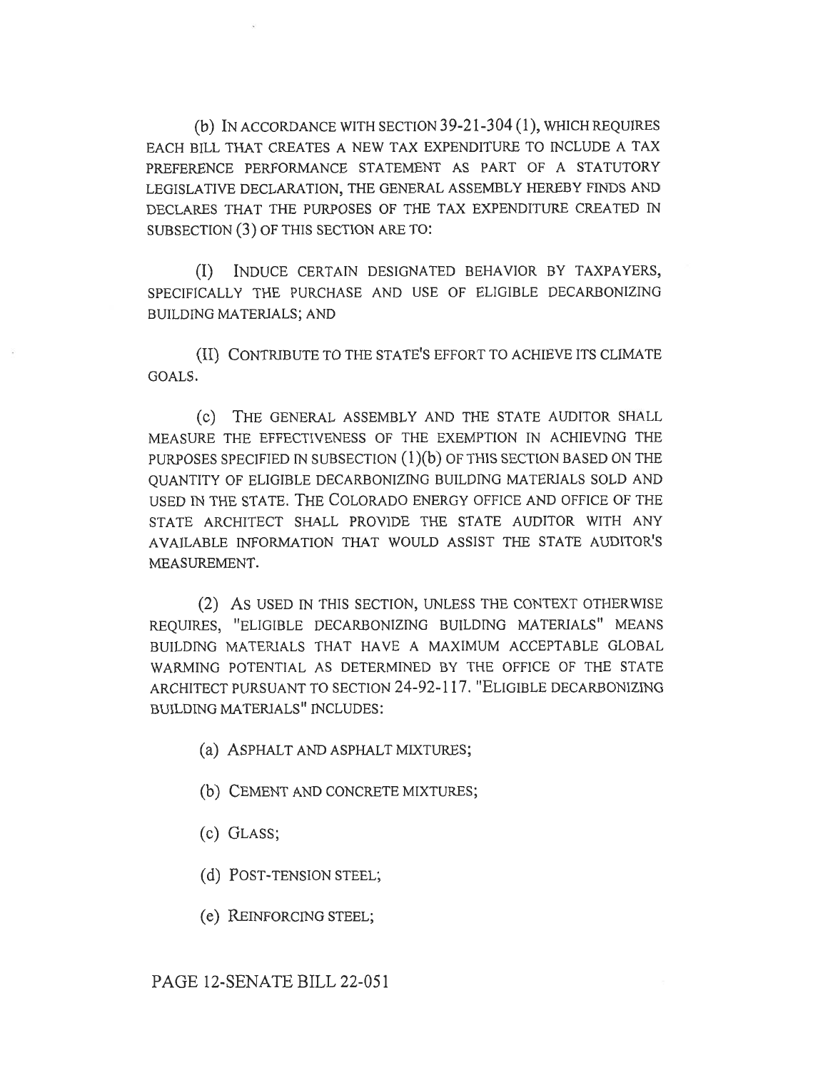(b) IN ACCORDANCE WITH SECTION 39-21-304 (1), WHICH REQUIRES EACH BILL THAT CREATES A NEW TAX EXPENDITURE TO INCLUDE A TAX PREFERENCE PERFORMANCE STATEMENT AS PART OF A STATUTORY LEGISLATIVE DECLARATION, THE GENERAL ASSEMBLY HEREBY FINDS AND DECLARES THAT THE PURPOSES OF THE TAX EXPENDITURE CREATED IN SUBSECTION (3) OF THIS SECTION ARE TO:

(I) INDUCE CERTAIN DESIGNATED BEHAVIOR BY TAXPAYERS, SPECIFICALLY THE PURCHASE AND USE OF ELIGIBLE DECARBONIZING BUILDING MATERIALS; AND

(II) CONTRIBUTE TO THE STATE'S EFFORT TO ACHIEVE ITS CLIMATE GOALS.

(c) THE GENERAL ASSEMBLY AND THE STATE AUDITOR SHALL MEASURE THE EFFECTIVENESS OF THE EXEMPTION IN ACHIEVING THE PURPOSES SPECIFIED IN SUBSECTION (1)(b) OF THIS SECTION BASED ON THE QUANTITY OF ELIGIBLE DECARBONIZING BUILDING MATERIALS SOLD AND USED IN THE STATE. THE COLORADO ENERGY OFFICE AND OFFICE OF THE STATE ARCHITECT SHALL PROVIDE THE STATE AUDITOR WITH ANY AVAILABLE INFORMATION THAT WOULD ASSIST THE STATE AUDITOR'S MEASUREMENT.

(2) AS USED IN THIS SECTION, UNLESS THE CONTEXT OTHERWISE REQUIRES, "ELIGIBLE DECARBONIZING BUILDING MATERIALS" MEANS BUILDING MATERIALS THAT HAVE A MAXIMUM ACCEPTABLE GLOBAL WARMING POTENTIAL AS DETERMINED BY THE OFFICE OF THE STATE ARCHITECT PURSUANT TO SECTION 24-92-117. "ELIGIBLE DECARBONIZING BUILDING MATERIALS" INCLUDES:

(a) ASPHALT AND ASPHALT MIXTURES;

(b) CEMENT AND CONCRETE MIXTURES;

(c) GLASS;

(d) POST-TENSION STEEL;

(e) REINFORCING STEEL;

PAGE 12-SENATE BILL 22-051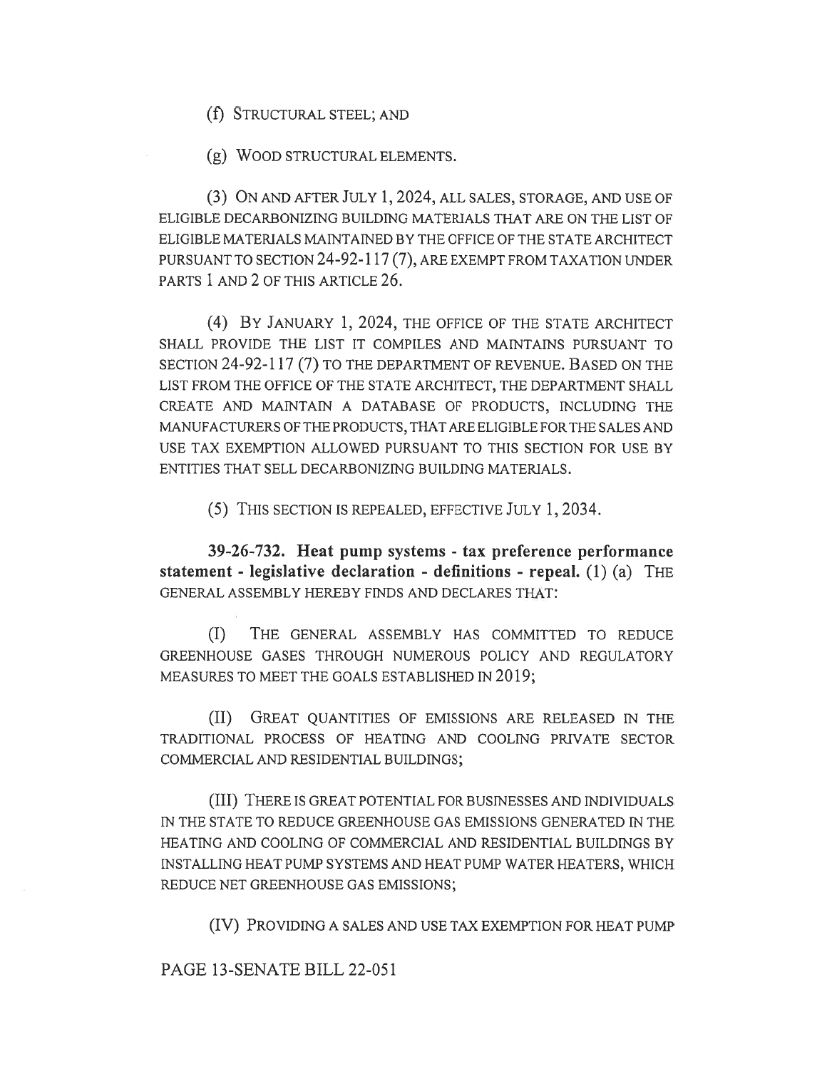(f) STRUCTURAL STEEL; AND

(g) WOOD STRUCTURAL ELEMENTS.

(3) ON AND AFTER JULY 1, 2024, ALL SALES, STORAGE, AND USE OF ELIGIBLE DECARBONIZING BUILDING MATERIALS THAT ARE ON THE LIST OF ELIGIBLE MATERIALS MAINTAINED BY THE OFFICE OF THE STATE ARCHITECT PURSUANT TO SECTION 24-92-117 (7), ARE EXEMPT FROM TAXATION UNDER PARTS 1 AND 2 OF THIS ARTICLE 26.

(4) BY JANUARY 1, 2024, THE OFFICE OF THE STATE ARCHITECT SHALL PROVIDE THE LIST IT COMPILES AND MAINTAINS PURSUANT TO SECTION 24-92-117 (7) TO THE DEPARTMENT OF REVENUE. BASED ON THE LIST FROM THE OFFICE OF THE STATE ARCHITECT, THE DEPARTMENT SHALL CREATE AND MAINTAIN A DATABASE OF PRODUCTS, INCLUDING THE MANUFACTURERS OF THE PRODUCTS, THAT ARE ELIGIBLE FOR THE SALES AND USE TAX EXEMPTION ALLOWED PURSUANT TO THIS SECTION FOR USE BY ENTITIES THAT SELL DECARBONIZING BUILDING MATERIALS.

(5) THIS SECTION IS REPEALED, EFFECTIVE JULY 1, 2034.

**39-26-732. Heat pump systems - tax preference performance statement - legislative declaration - definitions - repeal.** (1) (a) THE GENERAL ASSEMBLY HEREBY FINDS AND DECLARES THAT:

(I) THE GENERAL ASSEMBLY HAS COMMITTED TO REDUCE GREENHOUSE GASES THROUGH NUMEROUS POLICY AND REGULATORY MEASURES TO MEET THE GOALS ESTABLISHED IN 2019;

(II) GREAT QUANTITIES OF EMISSIONS ARE RELEASED IN THE TRADITIONAL PROCESS OF HEATING AND COOLING PRIVATE SECTOR COMMERCIAL AND RESIDENTIAL BUILDINGS;

(III) THERE IS GREAT POTENTIAL FOR BUSINESSES AND INDIVIDUALS IN THE STATE TO REDUCE GREENHOUSE GAS EMISSIONS GENERATED IN THE HEATING AND COOLING OF COMMERCIAL AND RESIDENTIAL BUILDINGS BY INSTALLING HEAT PUMP SYSTEMS AND HEAT PUMP WATER HEATERS, WHICH REDUCE NET GREENHOUSE GAS EMISSIONS;

(IV) PROVIDING A SALES AND USE TAX EXEMPTION FOR HEAT PUMP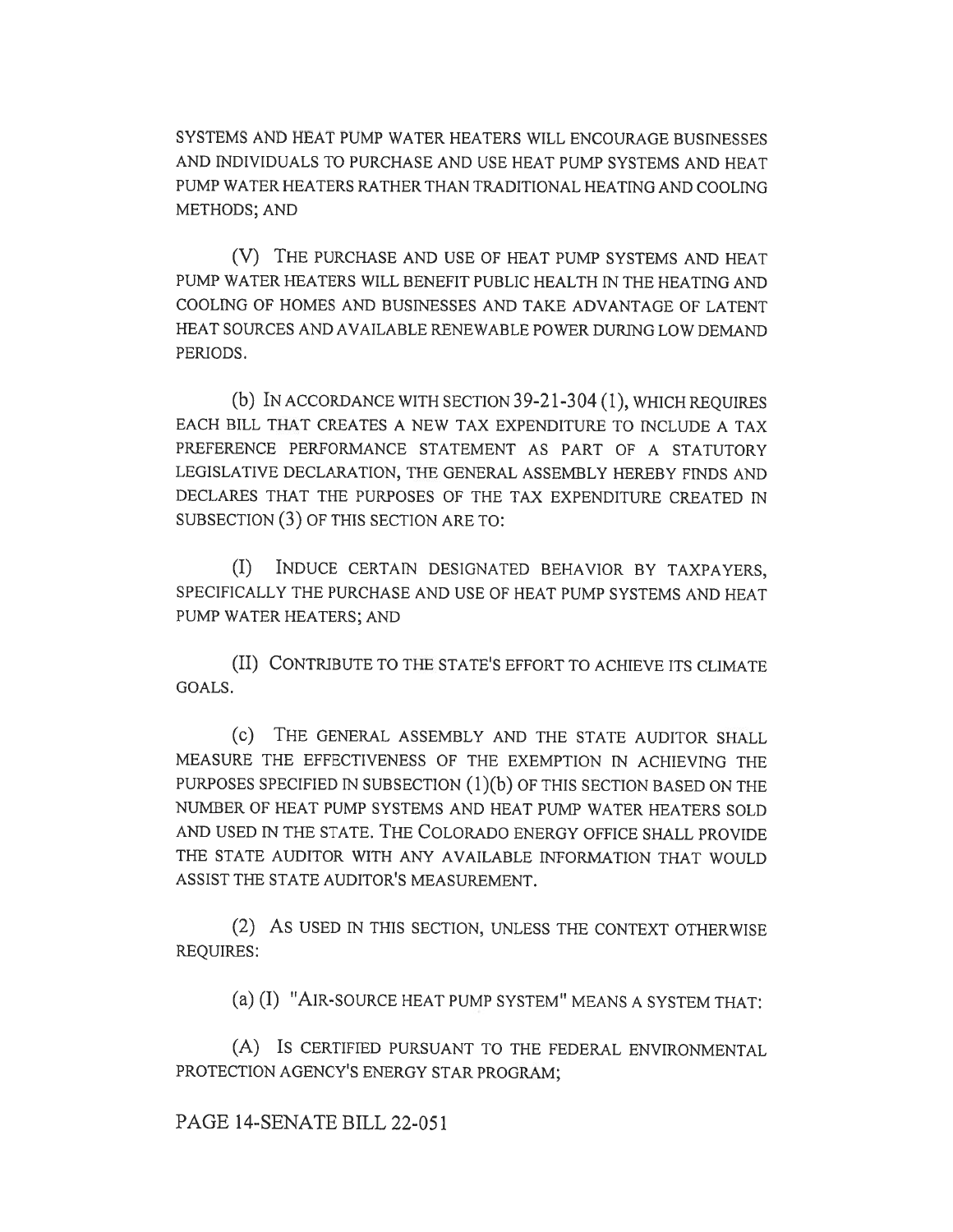SYSTEMS AND HEAT PUMP WATER HEATERS WILL ENCOURAGE BUSINESSES AND INDIVIDUALS TO PURCHASE AND USE HEAT PUMP SYSTEMS AND HEAT PUMP WATER HEATERS RATHER THAN TRADITIONAL HEATING AND COOLING METHODS; AND

(V) THE PURCHASE AND USE OF HEAT PUMP SYSTEMS AND HEAT PUMP WATER HEATERS WILL BENEFIT PUBLIC HEALTH IN THE HEATING AND COOLING OF HOMES AND BUSINESSES AND TAKE ADVANTAGE OF LATENT HEAT SOURCES AND AVAILABLE RENEWABLE POWER DURING LOW DEMAND PERIODS.

(b) IN ACCORDANCE WITH SECTION 39-21-304 (1), WHICH REQUIRES EACH BILL THAT CREATES A NEW TAX EXPENDITURE TO INCLUDE A TAX PREFERENCE PERFORMANCE STATEMENT AS PART OF A STATUTORY LEGISLATIVE DECLARATION, THE GENERAL ASSEMBLY HEREBY FINDS AND DECLARES THAT THE PURPOSES OF THE TAX EXPENDITURE CREATED IN SUBSECTION (3) OF THIS SECTION ARE TO:

(I) INDUCE CERTAIN DESIGNATED BEHAVIOR BY TAXPAYERS, SPECIFICALLY THE PURCHASE AND USE OF HEAT PUMP SYSTEMS AND HEAT PUMP WATER HEATERS; AND

(II) CONTRIBUTE TO THE STATE'S EFFORT TO ACHIEVE ITS CLIMATE GOALS.

(c) THE GENERAL ASSEMBLY AND THE STATE AUDITOR SHALL MEASURE THE EFFECTIVENESS OF THE EXEMPTION IN ACHIEVING THE PURPOSES SPECIFIED IN SUBSECTION (1)(b) OF THIS SECTION BASED ON THE NUMBER OF HEAT PUMP SYSTEMS AND HEAT PUMP WATER HEATERS SOLD AND USED IN THE STATE. THE COLORADO ENERGY OFFICE SHALL PROVIDE THE STATE AUDITOR WITH ANY AVAILABLE INFORMATION THAT WOULD ASSIST THE STATE AUDITOR'S MEASUREMENT.

(2) AS USED IN THIS SECTION, UNLESS THE CONTEXT OTHERWISE REQUIRES:

(a) (I) "AIR-SOURCE HEAT PUMP SYSTEM" MEANS A SYSTEM THAT:

(A) IS CERTIFIED PURSUANT TO THE FEDERAL ENVIRONMENTAL PROTECTION AGENCY'S ENERGY STAR PROGRAM;

PAGE 14-SENATE BILL 22-051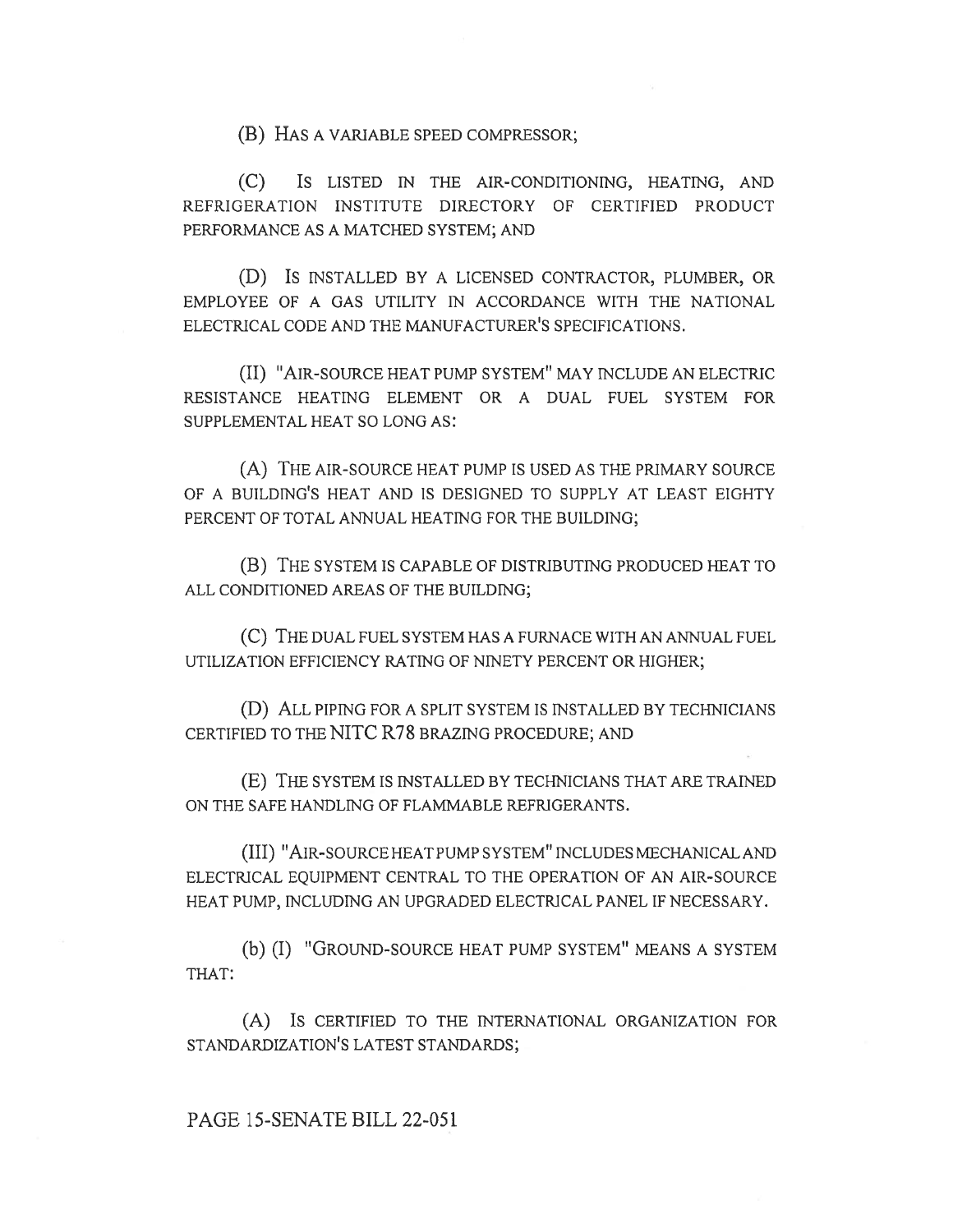(B) HAS A VARIABLE SPEED COMPRESSOR;

(C) IS LISTED IN THE AIR-CONDITIONING, HEATING, AND REFRIGERATION INSTITUTE DIRECTORY OF CERTIFIED PRODUCT PERFORMANCE AS A MATCHED SYSTEM; AND

(D) IS INSTALLED BY A LICENSED CONTRACTOR, PLUMBER, OR EMPLOYEE OF A GAS UTILITY IN ACCORDANCE WITH THE NATIONAL ELECTRICAL CODE AND THE MANUFACTURER'S SPECIFICATIONS.

(II) "AIR-SOURCE HEAT PUMP SYSTEM" MAY INCLUDE AN ELECTRIC RESISTANCE HEATING ELEMENT OR A DUAL FUEL SYSTEM FOR SUPPLEMENTAL HEAT SO LONG AS:

(A) THE AIR-SOURCE HEAT PUMP IS USED AS THE PRIMARY SOURCE OF A BUILDING'S HEAT AND IS DESIGNED TO SUPPLY AT LEAST EIGHTY PERCENT OF TOTAL ANNUAL HEATING FOR THE BUILDING;

(B) THE SYSTEM IS CAPABLE OF DISTRIBUTING PRODUCED HEAT TO ALL CONDITIONED AREAS OF THE BUILDING;

(C) THE DUAL FUEL SYSTEM HAS A FURNACE WITH AN ANNUAL FUEL UTILIZATION EFFICIENCY RATING OF NINETY PERCENT OR HIGHER;

(D) ALL PIPING FOR A SPLIT SYSTEM IS INSTALLED BY TECHNICIANS CERTIFIED TO THE NITC R78 BRAZING PROCEDURE; AND

(E) THE SYSTEM IS INSTALLED BY TECHNICIANS THAT ARE TRAINED ON THE SAFE HANDLING OF FLAMMABLE REFRIGERANTS.

(III) "AIR-SOURCE HEAT PUMP SYSTEM" INCLUDES MECHANICAL AND ELECTRICAL EQUIPMENT CENTRAL TO THE OPERATION OF AN AIR-SOURCE HEAT PUMP, INCLUDING AN UPGRADED ELECTRICAL PANEL IF NECESSARY.

(b) (I) "GROUND-SOURCE HEAT PUMP SYSTEM" MEANS A SYSTEM THAT:

(A) IS CERTIFIED TO THE INTERNATIONAL ORGANIZATION FOR STANDARDIZATION'S LATEST STANDARDS;

PAGE 15-SENATE BILL 22-051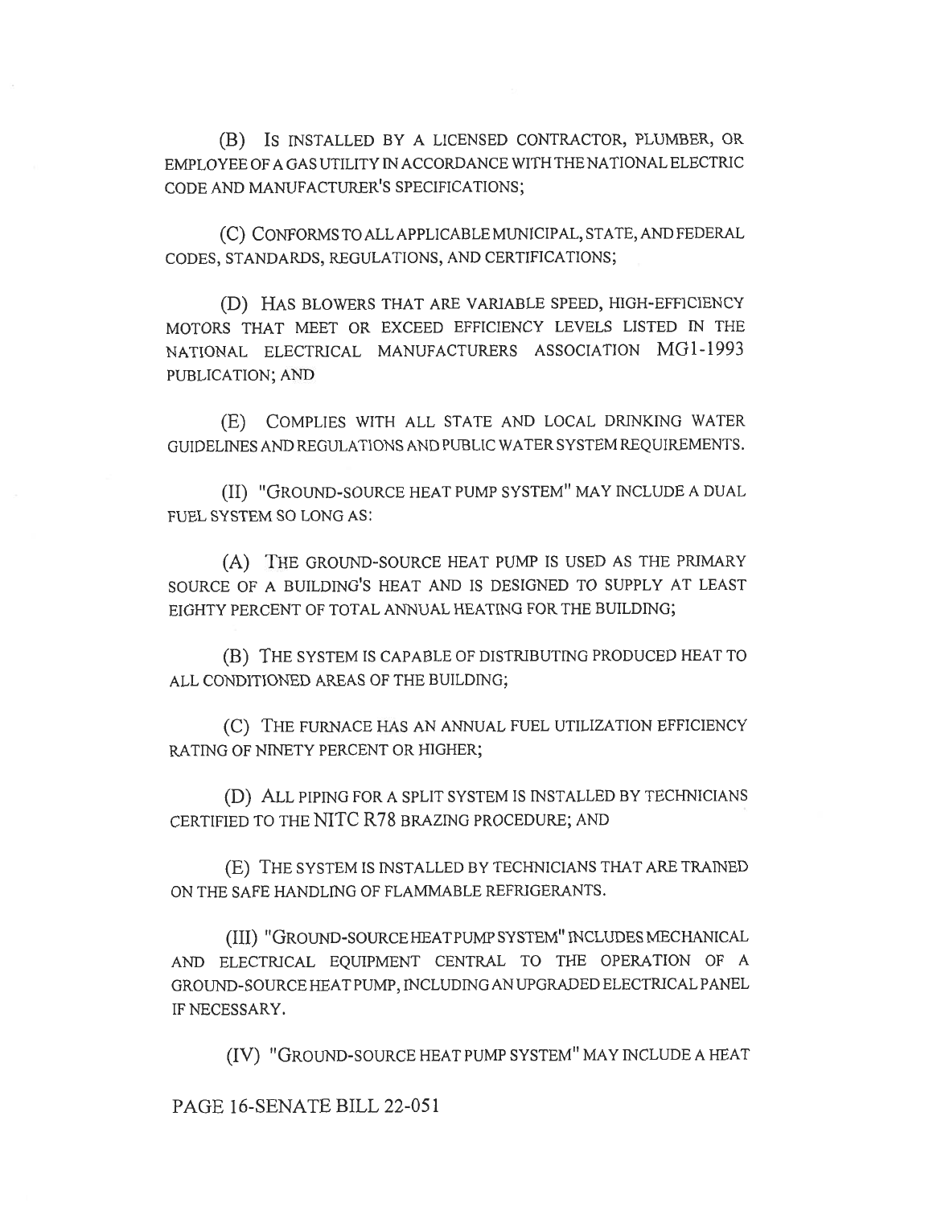(B) IS INSTALLED BY A LICENSED CONTRACTOR, PLUMBER, OR EMPLOYEE OF A GAS UTILITY IN ACCORDANCE WITH THE NATIONAL ELECTRIC CODE AND MANUFACTURER'S SPECIFICATIONS;

(C) CONFORMS TO ALL APPLICABLE MUNICIPAL, STATE, AND FEDERAL CODES, STANDARDS, REGULATIONS, AND CERTIFICATIONS;

(D) HAS BLOWERS THAT ARE VARIABLE SPEED, HIGH-EFFICIENCY MOTORS THAT MEET OR EXCEED EFFICIENCY LEVELS LISTED IN THE NATIONAL ELECTRICAL MANUFACTURERS ASSOCIATION MG1-1993 PUBLICATION; AND

(E) COMPLIES WITH ALL STATE AND LOCAL DRINKING WATER GUIDELINES AND REGULATIONS AND PUBLIC WATER SYSTEM REQUIREMENTS.

(II) "GROUND-SOURCE HEAT PUMP SYSTEM" MAY INCLUDE A DUAL FUEL SYSTEM SO LONG AS:

(A) THE GROUND-SOURCE HEAT PUMP IS USED AS THE PRIMARY SOURCE OF A BUILDING'S HEAT AND IS DESIGNED TO SUPPLY AT LEAST EIGHTY PERCENT OF TOTAL ANNUAL HEATING FOR THE BUILDING;

(B) THE SYSTEM IS CAPABLE OF DISTRIBUTING PRODUCED HEAT TO ALL CONDITIONED AREAS OF THE BUILDING;

(C) THE FURNACE HAS AN ANNUAL FUEL UTILIZATION EFFICIENCY RATING OF NINETY PERCENT OR HIGHER;

(D) ALL PIPING FOR A SPLIT SYSTEM IS INSTALLED BY TECHNICIANS CERTIFIED TO THE NITC R78 BRAZING PROCEDURE; AND

(E) THE SYSTEM IS INSTALLED BY TECHNICIANS THAT ARE TRAINED ON THE SAFE HANDLING OF FLAMMABLE REFRIGERANTS.

(III) "GROUND-SOURCE HEAT PUMP SYSTEM" INCLUDES MECHANICAL AND ELECTRICAL EQUIPMENT CENTRAL TO THE OPERATION OF A GROUND-SOURCE HEAT PUMP, INCLUDING AN UPGRADED ELECTRICAL PANEL IF NECESSARY.

(IV) "GROUND-SOURCE HEAT PUMP SYSTEM" MAY INCLUDE A HEAT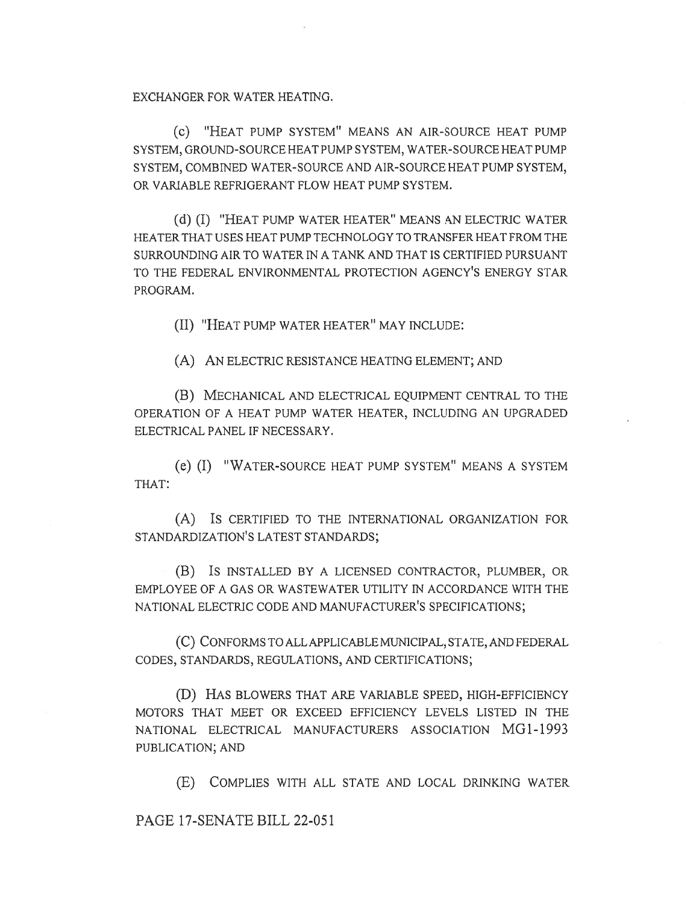EXCHANGER FOR WATER HEATING.

(c) "HEAT PUMP SYSTEM" MEANS AN AIR-SOURCE HEAT PUMP SYSTEM, GROUND-SOURCE HEAT PUMP SYSTEM, WATER-SOURCE HEAT PUMP SYSTEM, COMBINED WATER-SOURCE AND AIR-SOURCE HEAT PUMP SYSTEM, OR VARIABLE REFRIGERANT FLOW HEAT PUMP SYSTEM.

(d) (I) "HEAT PUMP WATER HEATER" MEANS AN ELECTRIC WATER HEATER THAT USES HEAT PUMP TECHNOLOGY TO TRANSFER HEAT FROM THE SURROUNDING AIR TO WATER IN A TANK AND THAT IS CERTIFIED PURSUANT TO THE FEDERAL ENVIRONMENTAL PROTECTION AGENCY'S ENERGY STAR PROGRAM.

(II) "HEAT PUMP WATER HEATER" MAY INCLUDE:

(A) AN ELECTRIC RESISTANCE HEATING ELEMENT; AND

(B) MECHANICAL AND ELECTRICAL EQUIPMENT CENTRAL TO THE OPERATION OF A HEAT PUMP WATER HEATER, INCLUDING AN UPGRADED ELECTRICAL PANEL IF NECESSARY.

(e) (I) "WATER-SOURCE HEAT PUMP SYSTEM" MEANS A SYSTEM THAT:

(A) IS CERTIFIED TO THE INTERNATIONAL ORGANIZATION FOR STANDARDIZATION'S LATEST STANDARDS;

(B) IS INSTALLED BY A LICENSED CONTRACTOR, PLUMBER, OR EMPLOYEE OF A GAS OR WASTEWATER UTILITY IN ACCORDANCE WITH THE NATIONAL ELECTRIC CODE AND MANUFACTURER'S SPECIFICATIONS;

(C) CONFORMS TO ALL APPLICABLE MUNICIPAL, STATE, AND FEDERAL CODES, STANDARDS, REGULATIONS, AND CERTIFICATIONS;

(D) HAS BLOWERS THAT ARE VARIABLE SPEED, HIGH-EFFICIENCY MOTORS THAT MEET OR EXCEED EFFICIENCY LEVELS LISTED IN THE NATIONAL ELECTRICAL MANUFACTURERS ASSOCIATION MG1-1993 PUBLICATION; AND

(E) COMPLIES WITH ALL STATE AND LOCAL DRINKING WATER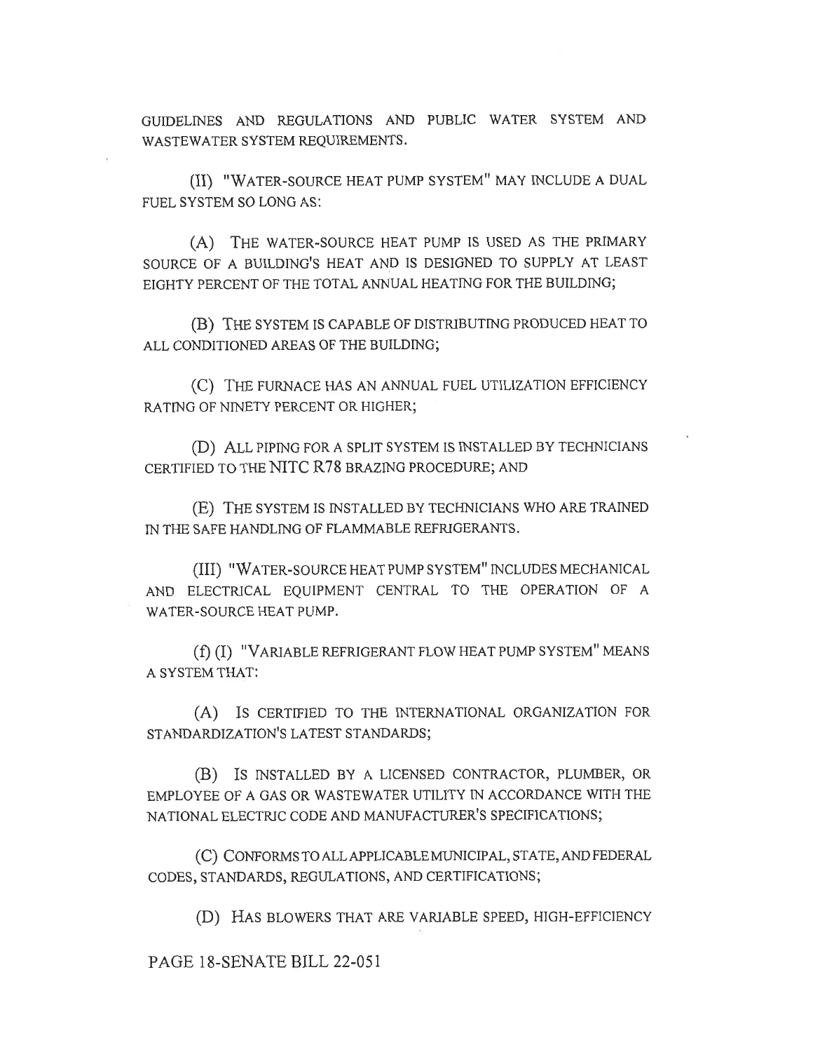GUIDELINES AND REGULATIONS AND PUBLIC WATER SYSTEM AND WASTEWATER SYSTEM REQUIREMENTS.

(II) "WATER-SOURCE HEAT PUMP SYSTEM" MAY INCLUDE A DUAL FUEL SYSTEM SO LONG AS:

(A) THE WATER-SOURCE HEAT PUMP IS USED AS THE PRIMARY SOURCE OF A BUILDING'S HEAT AND IS DESIGNED TO SUPPLY AT LEAST EIGHTY PERCENT OF THE TOTAL ANNUAL HEATING FOR THE BUILDING;

(B) THE SYSTEM IS CAPABLE OF DISTRIBUTING PRODUCED HEAT TO ALL CONDITIONED AREAS OF THE BUILDING;

(C) THE FURNACE HAS AN ANNUAL FUEL UTILIZATION EFFICIENCY RATING OF NINETY PERCENT OR HIGHER;

(D) ALL PIPING FOR A SPLIT SYSTEM IS INSTALLED BY TECHNICIANS CERTIFIED TO THE NITC R78 BRAZING PROCEDURE; AND

(E) THE SYSTEM IS INSTALLED BY TECHNICIANS WHO ARE TRAINED IN THE SAFE HANDLING OF FLAMMABLE REFRIGERANTS.

(III) "WATER-SOURCE HEAT PUMP SYSTEM" INCLUDES MECHANICAL AND ELECTRICAL EQUIPMENT CENTRAL TO THE OPERATION OF A WATER-SOURCE HEAT PUMP.

(f) (I) "VARIABLE REFRIGERANT FLOW HEAT PUMP SYSTEM" MEANS A SYSTEM THAT:

(A) IS CERTIFIED TO THE INTERNATIONAL ORGANIZATION FOR STANDARDIZATION'S LATEST STANDARDS;

(B) IS INSTALLED BY A LICENSED CONTRACTOR, PLUMBER, OR EMPLOYEE OF A GAS OR WASTEWATER UTILITY IN ACCORDANCE WITH THE NATIONAL ELECTRIC CODE AND MANUFACTURER'S SPECIFICATIONS;

(C) CONFORMS TO ALL APPLICABLE MUNICIPAL, STATE, AND FEDERAL CODES, STANDARDS, REGULATIONS, AND CERTIFICATIONS;

(D) HAS BLOWERS THAT ARE VARIABLE SPEED, HIGH-EFFICIENCY

PAGE 18-SENATE BILL 22-051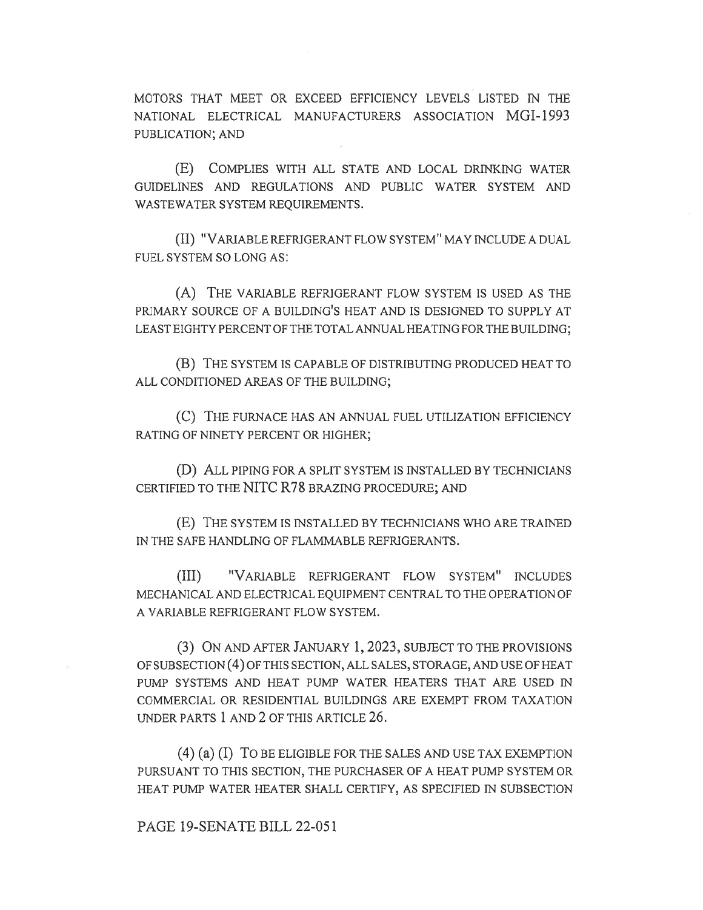MOTORS THAT MEET OR EXCEED EFFICIENCY LEVELS LISTED IN THE NATIONAL ELECTRICAL MANUFACTURERS ASSOCIATION MGI-1993 PUBLICATION; AND

(E) COMPLIES WITH ALL STATE AND LOCAL DRINKING WATER GUIDELINES AND REGULATIONS AND PUBLIC WATER SYSTEM AND WASTEWATER SYSTEM REQUIREMENTS.

(II) "VARIABLE REFRIGERANT FLOW SYSTEM" MAY INCLUDE A DUAL FUEL SYSTEM SO LONG AS:

(A) THE VARIABLE REFRIGERANT FLOW SYSTEM IS USED AS THE PRIMARY SOURCE OF A BUILDING'S HEAT AND IS DESIGNED TO SUPPLY AT LEAST EIGHTY PERCENT OF THE TOTAL ANNUAL HEATING FOR THE BUILDING;

(B) THE SYSTEM IS CAPABLE OF DISTRIBUTING PRODUCED HEAT TO ALL CONDITIONED AREAS OF THE BUILDING;

(C) THE FURNACE HAS AN ANNUAL FUEL UTILIZATION EFFICIENCY RATING OF NINETY PERCENT OR HIGHER;

(D) ALL PIPING FOR A SPLIT SYSTEM IS INSTALLED BY TECHNICIANS CERTIFIED TO THE NITC R78 BRAZING PROCEDURE; AND

(E) THE SYSTEM IS INSTALLED BY TECHNICIANS WHO ARE TRAINED IN THE SAFE HANDLING OF FLAMMABLE REFRIGERANTS.

(III) "VARIABLE REFRIGERANT FLOW SYSTEM" INCLUDES MECHANICAL AND ELECTRICAL EQUIPMENT CENTRAL TO THE OPERATION OF A VARIABLE REFRIGERANT FLOW SYSTEM.

(3) ON AND AFTER JANUARY 1, 2023, SUBJECT TO THE PROVISIONS OF SUBSECTION (4) OF THIS SECTION, ALL SALES, STORAGE, AND USE OF HEAT PUMP SYSTEMS AND HEAT PUMP WATER HEATERS THAT ARE USED IN COMMERCIAL OR RESIDENTIAL BUILDINGS ARE EXEMPT FROM TAXATION UNDER PARTS 1 AND 2 OF THIS ARTICLE 26.

(4) (a) (I) TO BE ELIGIBLE FOR THE SALES AND USE TAX EXEMPTION PURSUANT TO THIS SECTION, THE PURCHASER OF A HEAT PUMP SYSTEM OR HEAT PUMP WATER HEATER SHALL CERTIFY, AS SPECIFIED IN SUBSECTION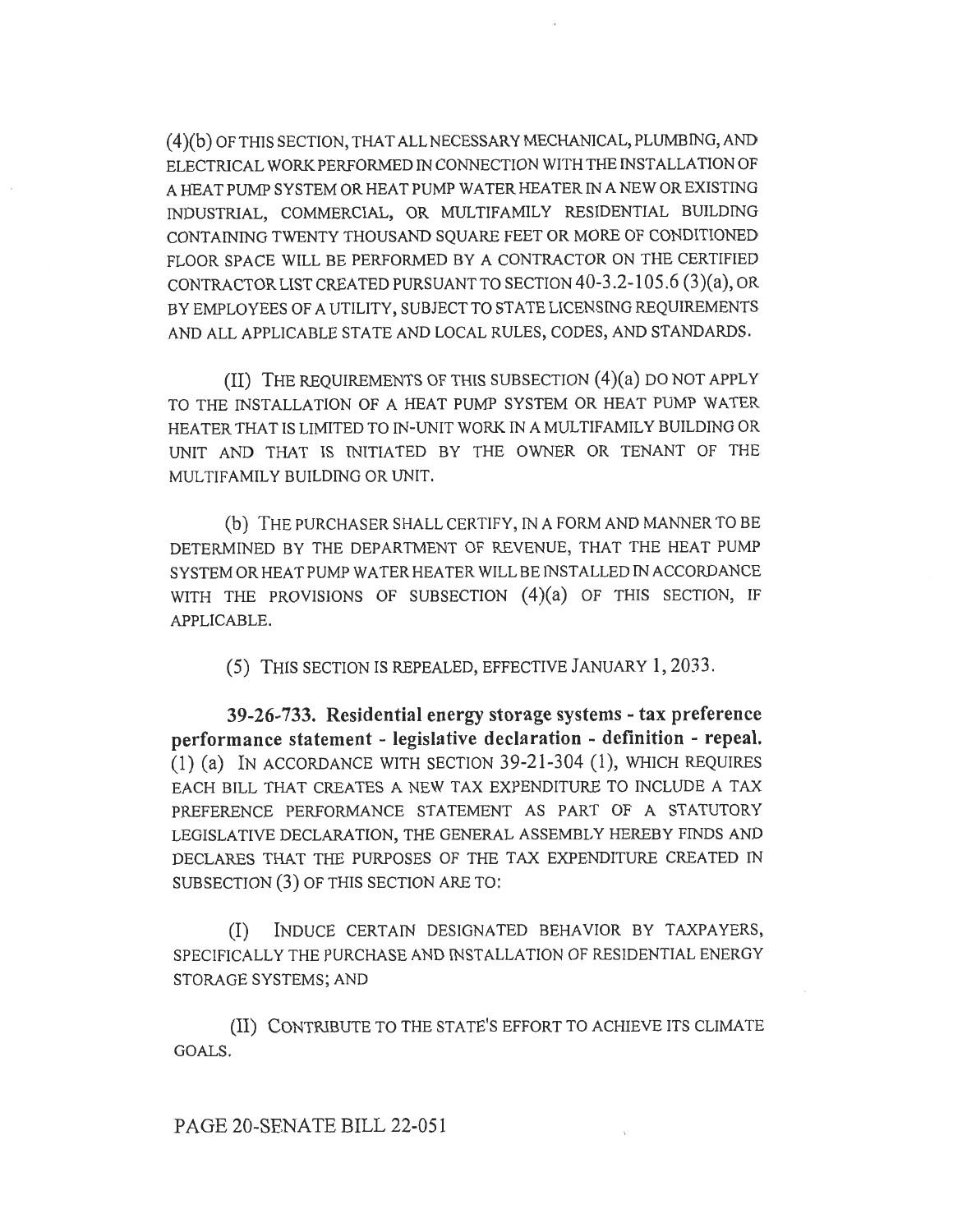(4)(b) OF THIS SECTION, THAT ALL NECESSARY MECHANICAL, PLUMBING, AND ELECTRICAL WORK PERFORMED IN CONNECTION WITH THE INSTALLATION OF A HEAT PUMP SYSTEM OR HEAT PUMP WATER HEATER IN A NEW OR EXISTING INDUSTRIAL, COMMERCIAL, OR MULTIFAMILY RESIDENTIAL BUILDING CONTAINING TWENTY THOUSAND SQUARE FEET OR MORE OF CONDITIONED FLOOR SPACE WILL BE PERFORMED BY A CONTRACTOR ON THE CERTIFIED CONTRACTOR LIST CREATED PURSUANT TO SECTION 40-3.2-105.6 (3)(a), OR BY EMPLOYEES OF A UTILITY, SUBJECT TO STATE LICENSING REQUIREMENTS AND ALL APPLICABLE STATE AND LOCAL RULES, CODES, AND STANDARDS.

(II) THE REQUIREMENTS OF THIS SUBSECTION (4)(a) DO NOT APPLY TO THE INSTALLATION OF A HEAT PUMP SYSTEM OR HEAT PUMP WATER HEATER THAT IS LIMITED TO IN-UNIT WORK IN A MULTIFAMILY BUILDING OR UNIT AND THAT IS INITIATED BY THE OWNER OR TENANT OF THE MULTIFAMILY BUILDING OR UNIT.

(b) THE PURCHASER SHALL CERTIFY, IN A FORM AND MANNER TO BE DETERMINED BY THE DEPARTMENT OF REVENUE, THAT THE HEAT PUMP SYSTEM OR HEAT PUMP WATER HEATER WILL BE INSTALLED IN ACCORDANCE WITH THE PROVISIONS OF SUBSECTION (4)(a) OF THIS SECTION, IF APPLICABLE.

(5) THIS SECTION IS REPEALED, EFFECTIVE JANUARY 1, 2033.

**39-26-733. Residential energy storage systems - tax preference performance statement - legislative declaration - definition - repeal.** (1) (a) IN ACCORDANCE WITH SECTION 39-21-304 (1), WHICH REQUIRES EACH BILL THAT CREATES A NEW TAX EXPENDITURE TO INCLUDE A TAX PREFERENCE PERFORMANCE STATEMENT AS PART OF A STATUTORY LEGISLATIVE DECLARATION, THE GENERAL ASSEMBLY HEREBY FINDS AND DECLARES THAT THE PURPOSES OF THE TAX EXPENDITURE CREATED IN SUBSECTION (3) OF THIS SECTION ARE TO:

(I) INDUCE CERTAIN DESIGNATED BEHAVIOR BY TAXPAYERS, SPECIFICALLY THE PURCHASE AND INSTALLATION OF RESIDENTIAL ENERGY STORAGE SYSTEMS; AND

(II) CONTRIBUTE TO THE STATE'S EFFORT TO ACHIEVE ITS CLIMATE GOALS.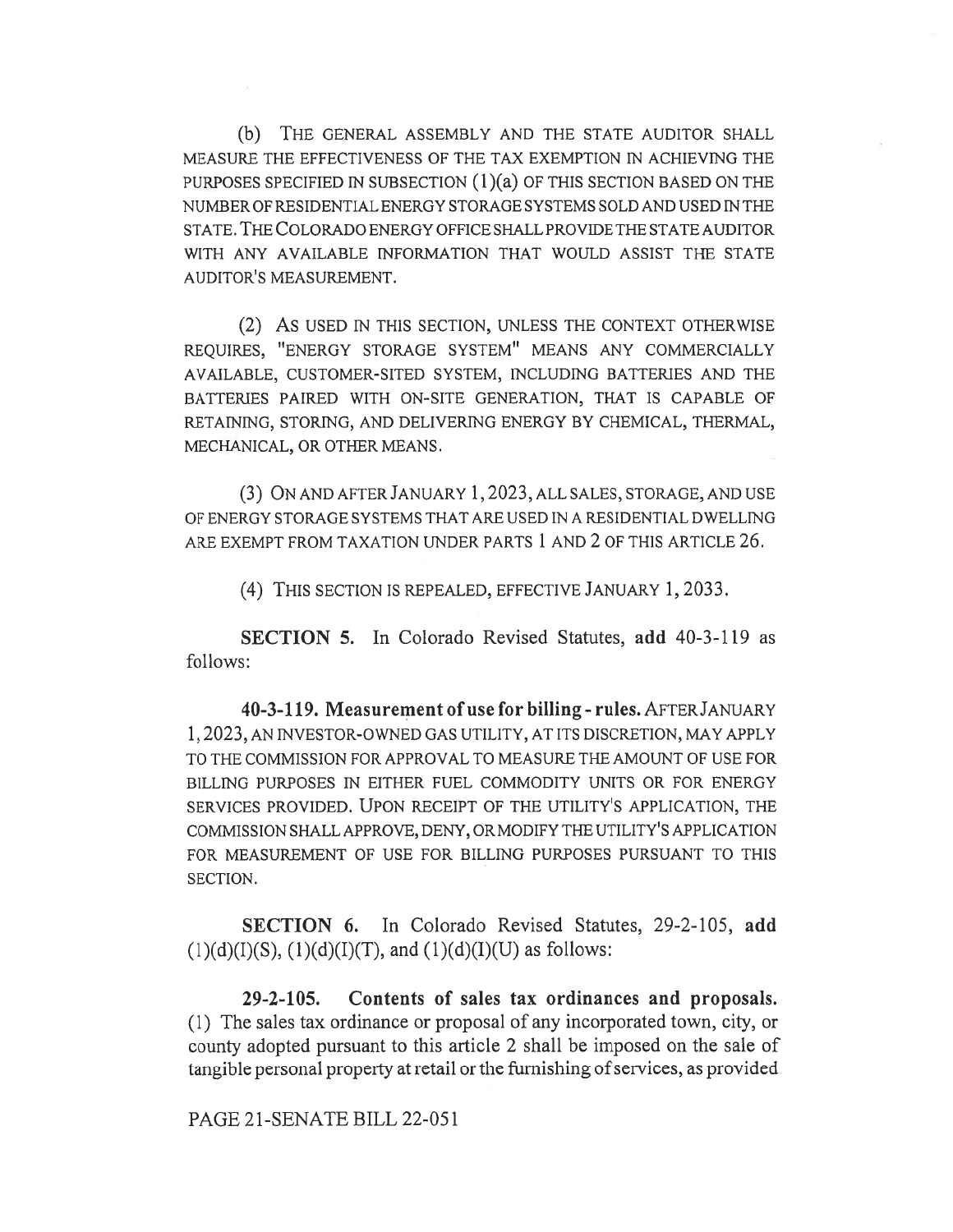(b) THE GENERAL ASSEMBLY AND THE STATE AUDITOR SHALL MEASURE THE EFFECTIVENESS OF THE TAX EXEMPTION IN ACHIEVING THE PURPOSES SPECIFIED IN SUBSECTION (1)(a) OF THIS SECTION BASED ON THE NUMBER OF RESIDENTIAL ENERGY STORAGE SYSTEMS SOLD AND USED IN THE STATE. THE COLORADO ENERGY OFFICE SHALL PROVIDE THE STATE AUDITOR WITH ANY AVAILABLE INFORMATION THAT WOULD ASSIST THE STATE AUDITOR'S MEASUREMENT.

(2) AS USED IN THIS SECTION, UNLESS THE CONTEXT OTHERWISE REQUIRES, "ENERGY STORAGE SYSTEM" MEANS ANY COMMERCIALLY AVAILABLE, CUSTOMER-SITED SYSTEM, INCLUDING BATTERIES AND THE BATTERIES PAIRED WITH ON-SITE GENERATION, THAT IS CAPABLE OF RETAINING, STORING, AND DELIVERING ENERGY BY CHEMICAL, THERMAL, MECHANICAL, OR OTHER MEANS.

(3) ON AND AFTER JANUARY 1, 2023, ALL SALES, STORAGE, AND USE OF ENERGY STORAGE SYSTEMS THAT ARE USED IN A RESIDENTIAL DWELLING ARE EXEMPT FROM TAXATION UNDER PARTS 1 AND 2 OF THIS ARTICLE 26.

(4) THIS SECTION IS REPEALED, EFFECTIVE JANUARY 1, 2033.

**SECTION 5.** In Colorado Revised Statutes, **add** 40-3-119 as follows:

**40-3-119. Measurement of use for billing - rules.** AFTER JANUARY 1, 2023, AN INVESTOR-OWNED GAS UTILITY, AT ITS DISCRETION, MAY APPLY TO THE COMMISSION FOR APPROVAL TO MEASURE THE AMOUNT OF USE FOR BILLING PURPOSES IN EITHER FUEL COMMODITY UNITS OR FOR ENERGY SERVICES PROVIDED. UPON RECEIPT OF THE UTILITY'S APPLICATION, THE COMMISSION SHALL APPROVE, DENY, OR MODIFY THE UTILITY'S APPLICATION FOR MEASUREMENT OF USE FOR BILLING PURPOSES PURSUANT TO THIS SECTION.

**SECTION 6.** In Colorado Revised Statutes, 29-2-105, **add** (1)(d)(I)(S), (1)(d)(I)(T), and (1)(d)(I)(U) as follows:

**29-2-105. Contents of sales tax ordinances and proposals.** (1) The sales tax ordinance or proposal of any incorporated town, city, or county adopted pursuant to this article 2 shall be imposed on the sale of tangible personal property at retail or the furnishing of services, as provided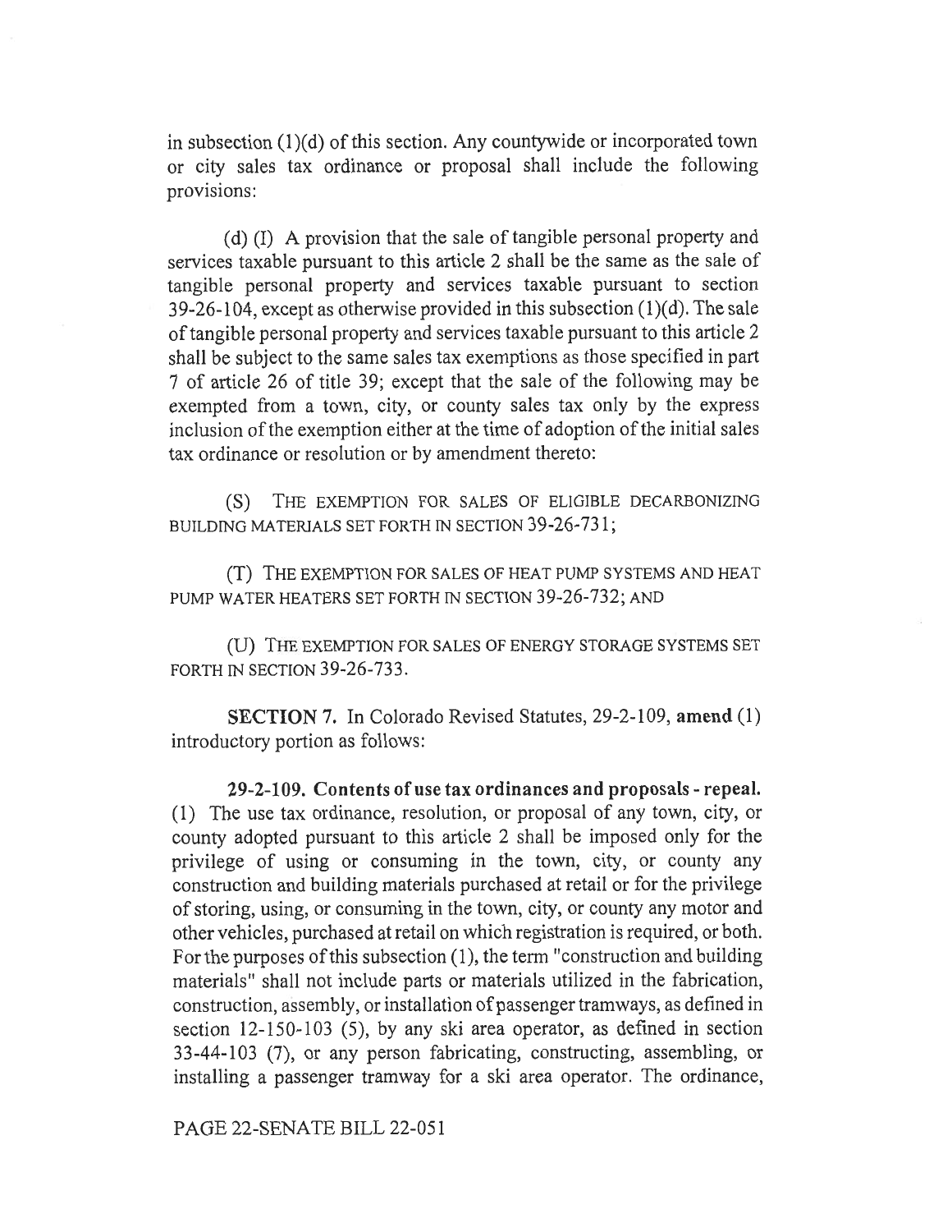in subsection (1)(d) of this section. Any countywide or incorporated town or city sales tax ordinance or proposal shall include the following provisions:

(d) (I) A provision that the sale of tangible personal property and services taxable pursuant to this article 2 shall be the same as the sale of tangible personal property and services taxable pursuant to section 39-26-104, except as otherwise provided in this subsection (1)(d). The sale of tangible personal property and services taxable pursuant to this article 2 shall be subject to the same sales tax exemptions as those specified in part 7 of article 26 of title 39; except that the sale of the following may be exempted from a town, city, or county sales tax only by the express inclusion of the exemption either at the time of adoption of the initial sales tax ordinance or resolution or by amendment thereto:

(S) THE EXEMPTION FOR SALES OF ELIGIBLE DECARBONIZING BUILDING MATERIALS SET FORTH IN SECTION 39-26-731;

(T) THE EXEMPTION FOR SALES OF HEAT PUMP SYSTEMS AND HEAT PUMP WATER HEATERS SET FORTH IN SECTION 39-26-732; AND

(U) THE EXEMPTION FOR SALES OF ENERGY STORAGE SYSTEMS SET FORTH IN SECTION 39-26-733.

**SECTION 7.** In Colorado Revised Statutes, 29-2-109, **amend** (1) introductory portion as follows:

**29-2-109. Contents of use tax ordinances and proposals - repeal.** (1) The use tax ordinance, resolution, or proposal of any town, city, or county adopted pursuant to this article 2 shall be imposed only for the privilege of using or consuming in the town, city, or county any construction and building materials purchased at retail or for the privilege of storing, using, or consuming in the town, city, or county any motor and other vehicles, purchased at retail on which registration is required, or both. For the purposes of this subsection (1), the term "construction and building materials" shall not include parts or materials utilized in the fabrication, construction, assembly, or installation of passenger tramways, as defined in section 12-150-103 (5), by any ski area operator, as defined in section 33-44-103 (7), or any person fabricating, constructing, assembling, or installing a passenger tramway for a ski area operator. The ordinance,

PAGE 22-SENATE BILL 22-051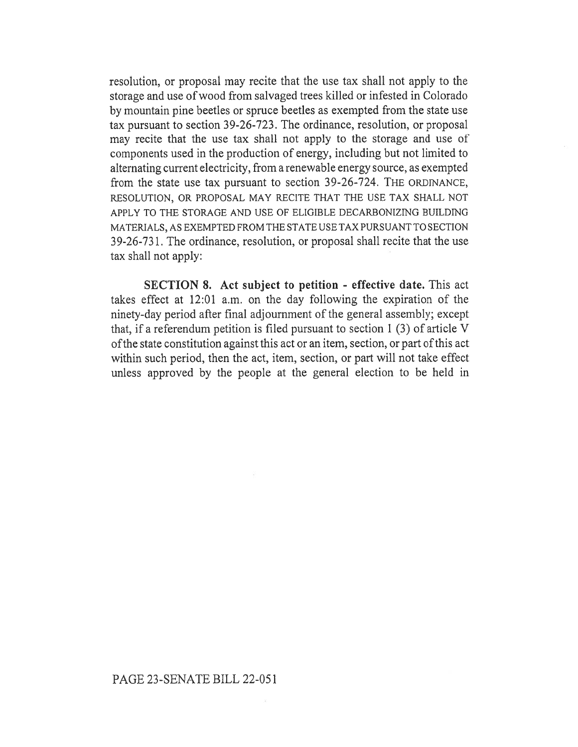resolution, or proposal may recite that the use tax shall not apply to the storage and use of wood from salvaged trees killed or infested in Colorado by mountain pine beetles or spruce beetles as exempted from the state use tax pursuant to section 39-26-723. The ordinance, resolution, or proposal may recite that the use tax shall not apply to the storage and use of components used in the production of energy, including but not limited to alternating current electricity, from a renewable energy source, as exempted from the state use tax pursuant to section 39-26-724. THE ORDINANCE, RESOLUTION, OR PROPOSAL MAY RECITE THAT THE USE TAX SHALL NOT APPLY TO THE STORAGE AND USE OF ELIGIBLE DECARBONIZING BUILDING MATERIALS, AS EXEMPTED FROM THE STATE USE TAX PURSUANT TO SECTION 39-26-731. The ordinance, resolution, or proposal shall recite that the use tax shall not apply:

**SECTION 8. Act subject to petition - effective date.** This act takes effect at 12:01 a.m. on the day following the expiration of the ninety-day period after final adjournment of the general assembly; except that, if a referendum petition is filed pursuant to section 1 (3) of article V of the state constitution against this act or an item, section, or part of this act within such period, then the act, item, section, or part will not take effect unless approved by the people at the general election to be held in

PAGE 23-SENATE BILL 22-051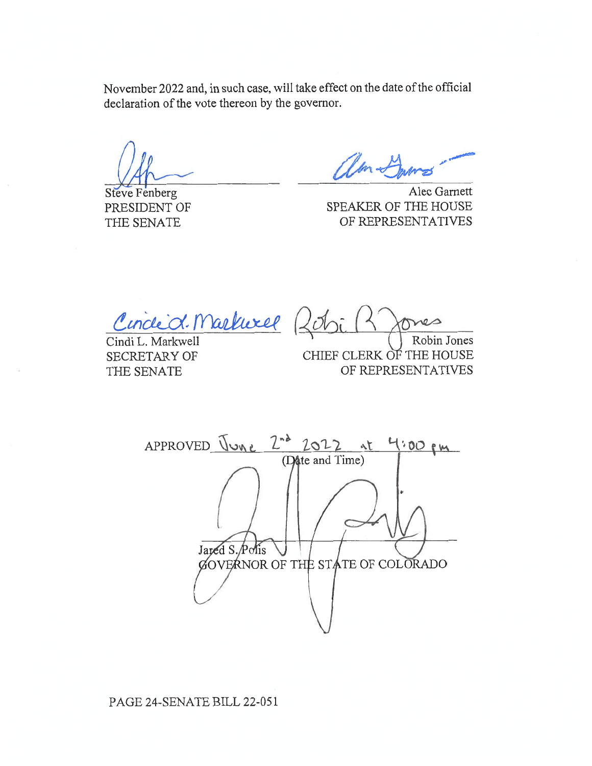November 2022 and, in such case, will take effect on the date of the official declaration of the vote thereon by the governor.

| | |
|---|---|
| Steve Fenberg<br>PRESIDENT OF<br>THE SENATE | Alec Garnett<br>SPEAKER OF THE HOUSE<br>OF REPRESENTATIVES |
| Cindi L. Markwell<br>SECRETARY OF<br>THE SENATE | Robin Jones<br>CHIEF CLERK OF THE HOUSE<br>OF REPRESENTATIVES |

APPROVED June 2nd 2022 at 4:00 pm
(Date and Time)

Jared S. Polis
GOVERNOR OF THE STATE OF COLORADO

PAGE 24-SENATE BILL 22-051